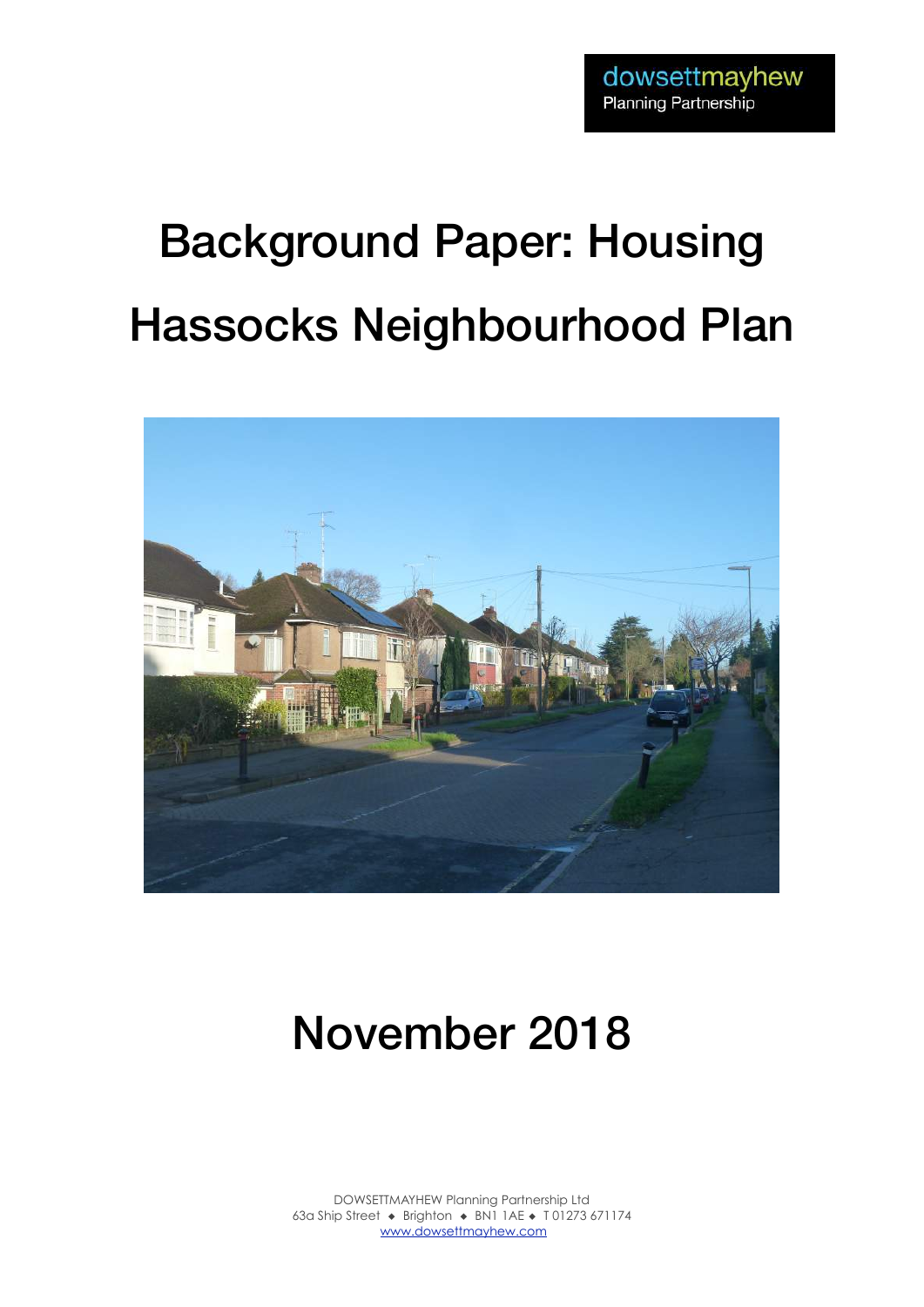dowsettmayhew
Planning Partnership

# Background Paper: Housing

# Hassocks Neighbourhood Plan

## November 2018

DOWSETTMAYHEW Planning Partnership Ltd
63a Ship Street ◆ Brighton ◆ BN1 1AE ◆ T 01273 671174
www.dowsettmayhew.com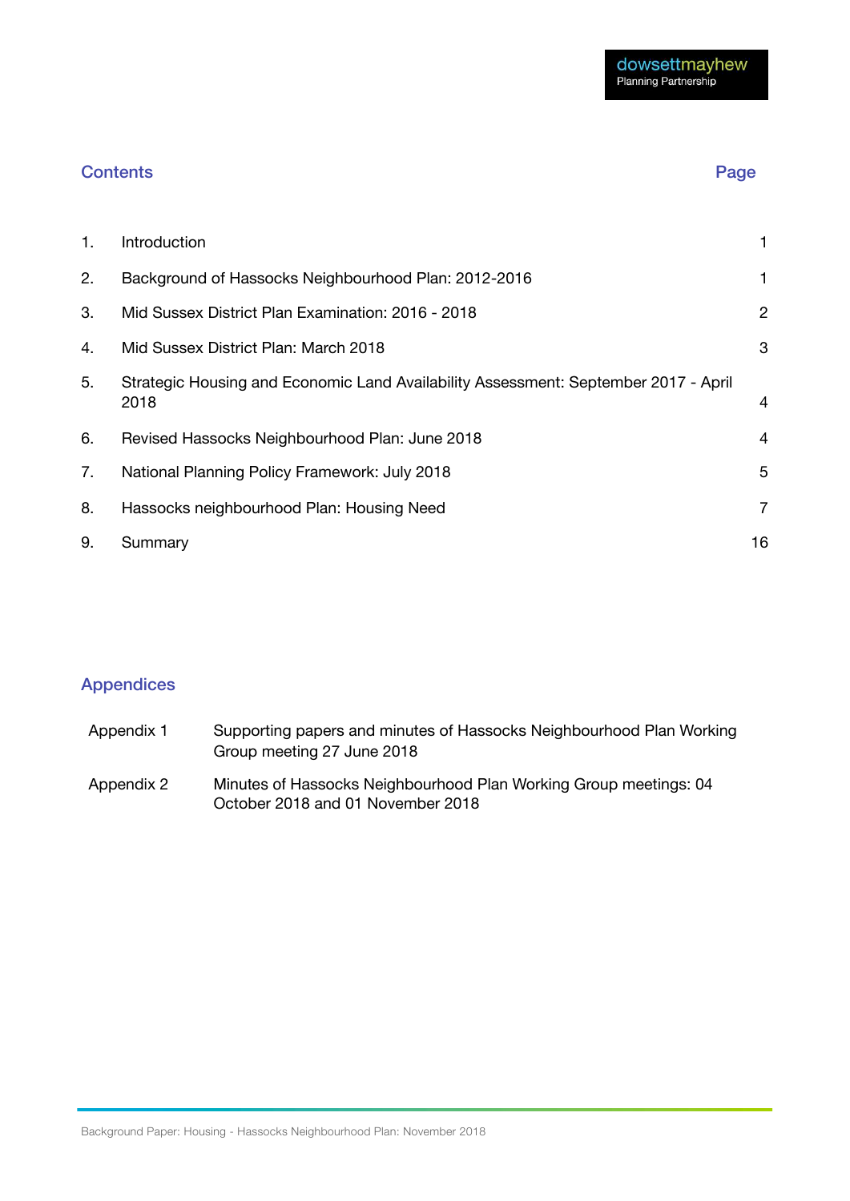## Contents

| | | Page |
|---|---|---|
| 1. | Introduction | 1 |
| 2. | Background of Hassocks Neighbourhood Plan: 2012-2016 | 1 |
| 3. | Mid Sussex District Plan Examination: 2016 - 2018 | 2 |
| 4. | Mid Sussex District Plan: March 2018 | 3 |
| 5. | Strategic Housing and Economic Land Availability Assessment: September 2017 - April 2018 | 4 |
| 6. | Revised Hassocks Neighbourhood Plan: June 2018 | 4 |
| 7. | National Planning Policy Framework: July 2018 | 5 |
| 8. | Hassocks neighbourhood Plan: Housing Need | 7 |
| 9. | Summary | 16 |

## Appendices

| | |
|---|---|
| Appendix 1 | Supporting papers and minutes of Hassocks Neighbourhood Plan Working Group meeting 27 June 2018 |
| Appendix 2 | Minutes of Hassocks Neighbourhood Plan Working Group meetings: 04 October 2018 and 01 November 2018 |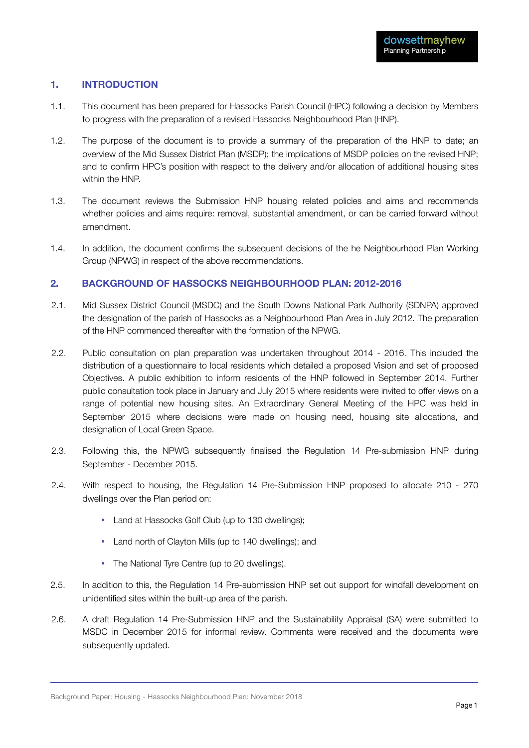## 1. INTRODUCTION

1.1. This document has been prepared for Hassocks Parish Council (HPC) following a decision by Members to progress with the preparation of a revised Hassocks Neighbourhood Plan (HNP).

1.2. The purpose of the document is to provide a summary of the preparation of the HNP to date; an overview of the Mid Sussex District Plan (MSDP); the implications of MSDP policies on the revised HNP; and to confirm HPC's position with respect to the delivery and/or allocation of additional housing sites within the HNP.

1.3. The document reviews the Submission HNP housing related policies and aims and recommends whether policies and aims require: removal, substantial amendment, or can be carried forward without amendment.

1.4. In addition, the document confirms the subsequent decisions of the he Neighbourhood Plan Working Group (NPWG) in respect of the above recommendations.

## 2. BACKGROUND OF HASSOCKS NEIGHBOURHOOD PLAN: 2012-2016

2.1. Mid Sussex District Council (MSDC) and the South Downs National Park Authority (SDNPA) approved the designation of the parish of Hassocks as a Neighbourhood Plan Area in July 2012. The preparation of the HNP commenced thereafter with the formation of the NPWG.

2.2. Public consultation on plan preparation was undertaken throughout 2014 - 2016. This included the distribution of a questionnaire to local residents which detailed a proposed Vision and set of proposed Objectives. A public exhibition to inform residents of the HNP followed in September 2014. Further public consultation took place in January and July 2015 where residents were invited to offer views on a range of potential new housing sites. An Extraordinary General Meeting of the HPC was held in September 2015 where decisions were made on housing need, housing site allocations, and designation of Local Green Space.

2.3. Following this, the NPWG subsequently finalised the Regulation 14 Pre-submission HNP during September - December 2015.

2.4. With respect to housing, the Regulation 14 Pre-Submission HNP proposed to allocate 210 - 270 dwellings over the Plan period on:

- Land at Hassocks Golf Club (up to 130 dwellings);
- Land north of Clayton Mills (up to 140 dwellings); and
- The National Tyre Centre (up to 20 dwellings).

2.5. In addition to this, the Regulation 14 Pre-submission HNP set out support for windfall development on unidentified sites within the built-up area of the parish.

2.6. A draft Regulation 14 Pre-Submission HNP and the Sustainability Appraisal (SA) were submitted to MSDC in December 2015 for informal review. Comments were received and the documents were subsequently updated.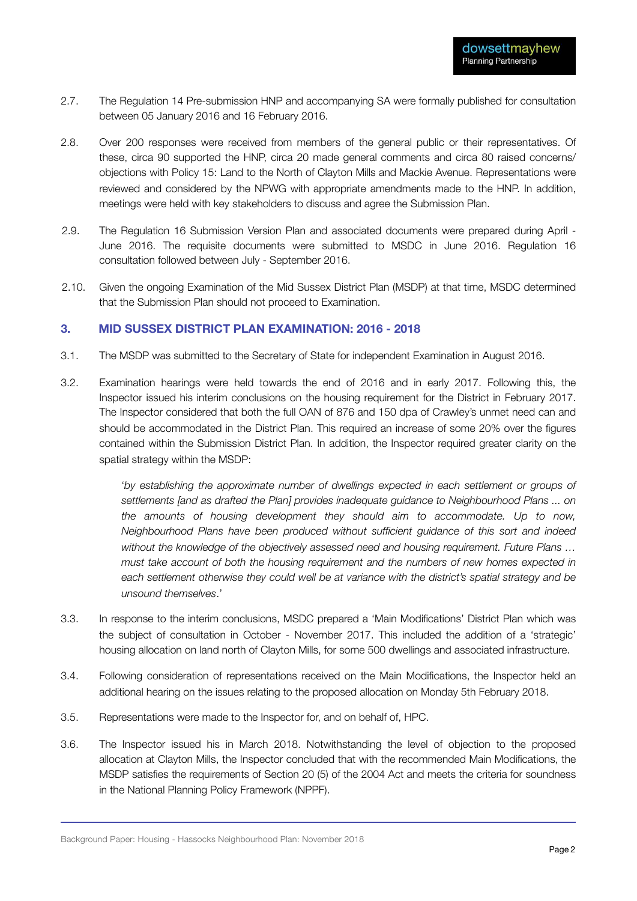2.7. The Regulation 14 Pre-submission HNP and accompanying SA were formally published for consultation between 05 January 2016 and 16 February 2016.

2.8. Over 200 responses were received from members of the general public or their representatives. Of these, circa 90 supported the HNP, circa 20 made general comments and circa 80 raised concerns/ objections with Policy 15: Land to the North of Clayton Mills and Mackie Avenue. Representations were reviewed and considered by the NPWG with appropriate amendments made to the HNP. In addition, meetings were held with key stakeholders to discuss and agree the Submission Plan.

2.9. The Regulation 16 Submission Version Plan and associated documents were prepared during April - June 2016. The requisite documents were submitted to MSDC in June 2016. Regulation 16 consultation followed between July - September 2016.

2.10. Given the ongoing Examination of the Mid Sussex District Plan (MSDP) at that time, MSDC determined that the Submission Plan should not proceed to Examination.

## 3. MID SUSSEX DISTRICT PLAN EXAMINATION: 2016 - 2018

3.1. The MSDP was submitted to the Secretary of State for independent Examination in August 2016.

3.2. Examination hearings were held towards the end of 2016 and in early 2017. Following this, the Inspector issued his interim conclusions on the housing requirement for the District in February 2017. The Inspector considered that both the full OAN of 876 and 150 dpa of Crawley's unmet need can and should be accommodated in the District Plan. This required an increase of some 20% over the figures contained within the Submission District Plan. In addition, the Inspector required greater clarity on the spatial strategy within the MSDP:

> '*by establishing the approximate number of dwellings expected in each settlement or groups of settlements [and as drafted the Plan] provides inadequate guidance to Neighbourhood Plans ... on the amounts of housing development they should aim to accommodate. Up to now, Neighbourhood Plans have been produced without sufficient guidance of this sort and indeed without the knowledge of the objectively assessed need and housing requirement. Future Plans … must take account of both the housing requirement and the numbers of new homes expected in each settlement otherwise they could well be at variance with the district's spatial strategy and be unsound themselves*.'

3.3. In response to the interim conclusions, MSDC prepared a 'Main Modifications' District Plan which was the subject of consultation in October - November 2017. This included the addition of a 'strategic' housing allocation on land north of Clayton Mills, for some 500 dwellings and associated infrastructure.

3.4. Following consideration of representations received on the Main Modifications, the Inspector held an additional hearing on the issues relating to the proposed allocation on Monday 5th February 2018.

3.5. Representations were made to the Inspector for, and on behalf of, HPC.

3.6. The Inspector issued his in March 2018. Notwithstanding the level of objection to the proposed allocation at Clayton Mills, the Inspector concluded that with the recommended Main Modifications, the MSDP satisfies the requirements of Section 20 (5) of the 2004 Act and meets the criteria for soundness in the National Planning Policy Framework (NPPF).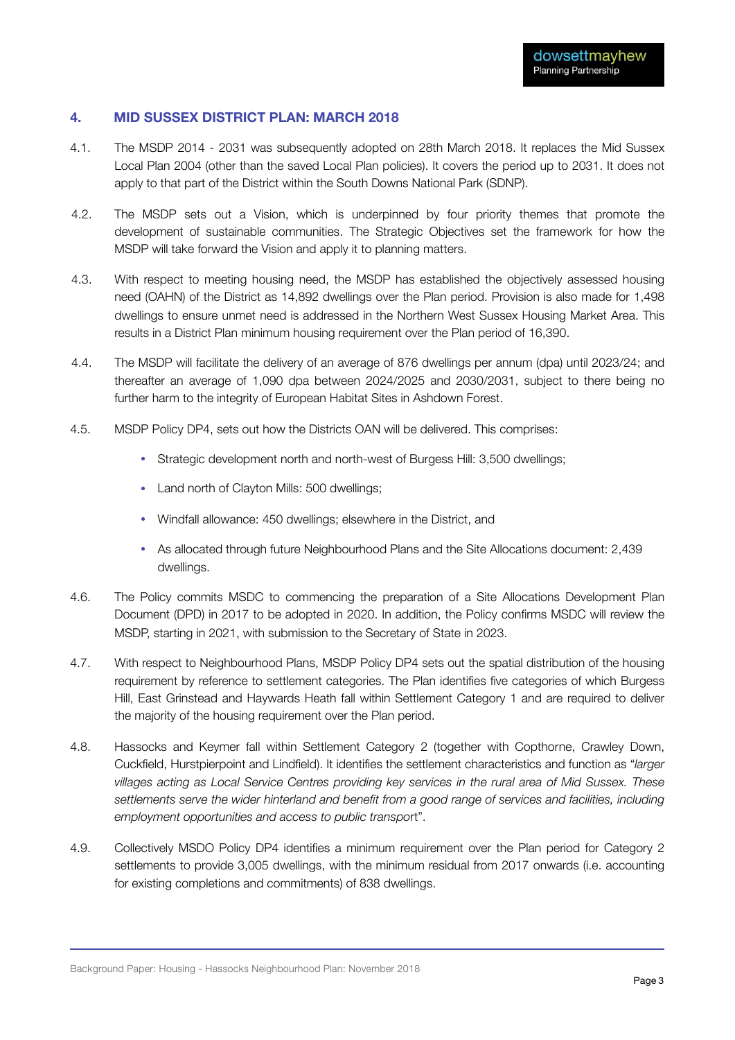## 4. MID SUSSEX DISTRICT PLAN: MARCH 2018

4.1. The MSDP 2014 - 2031 was subsequently adopted on 28th March 2018. It replaces the Mid Sussex Local Plan 2004 (other than the saved Local Plan policies). It covers the period up to 2031. It does not apply to that part of the District within the South Downs National Park (SDNP).

4.2. The MSDP sets out a Vision, which is underpinned by four priority themes that promote the development of sustainable communities. The Strategic Objectives set the framework for how the MSDP will take forward the Vision and apply it to planning matters.

4.3. With respect to meeting housing need, the MSDP has established the objectively assessed housing need (OAHN) of the District as 14,892 dwellings over the Plan period. Provision is also made for 1,498 dwellings to ensure unmet need is addressed in the Northern West Sussex Housing Market Area. This results in a District Plan minimum housing requirement over the Plan period of 16,390.

4.4. The MSDP will facilitate the delivery of an average of 876 dwellings per annum (dpa) until 2023/24; and thereafter an average of 1,090 dpa between 2024/2025 and 2030/2031, subject to there being no further harm to the integrity of European Habitat Sites in Ashdown Forest.

4.5. MSDP Policy DP4, sets out how the Districts OAN will be delivered. This comprises:

- Strategic development north and north-west of Burgess Hill: 3,500 dwellings;
- Land north of Clayton Mills: 500 dwellings;
- Windfall allowance: 450 dwellings; elsewhere in the District, and
- As allocated through future Neighbourhood Plans and the Site Allocations document: 2,439 dwellings.

4.6. The Policy commits MSDC to commencing the preparation of a Site Allocations Development Plan Document (DPD) in 2017 to be adopted in 2020. In addition, the Policy confirms MSDC will review the MSDP, starting in 2021, with submission to the Secretary of State in 2023.

4.7. With respect to Neighbourhood Plans, MSDP Policy DP4 sets out the spatial distribution of the housing requirement by reference to settlement categories. The Plan identifies five categories of which Burgess Hill, East Grinstead and Haywards Heath fall within Settlement Category 1 and are required to deliver the majority of the housing requirement over the Plan period.

4.8. Hassocks and Keymer fall within Settlement Category 2 (together with Copthorne, Crawley Down, Cuckfield, Hurstpierpoint and Lindfield). It identifies the settlement characteristics and function as "*larger villages acting as Local Service Centres providing key services in the rural area of Mid Sussex. These settlements serve the wider hinterland and benefit from a good range of services and facilities, including employment opportunities and access to public transport*".

4.9. Collectively MSDO Policy DP4 identifies a minimum requirement over the Plan period for Category 2 settlements to provide 3,005 dwellings, with the minimum residual from 2017 onwards (i.e. accounting for existing completions and commitments) of 838 dwellings.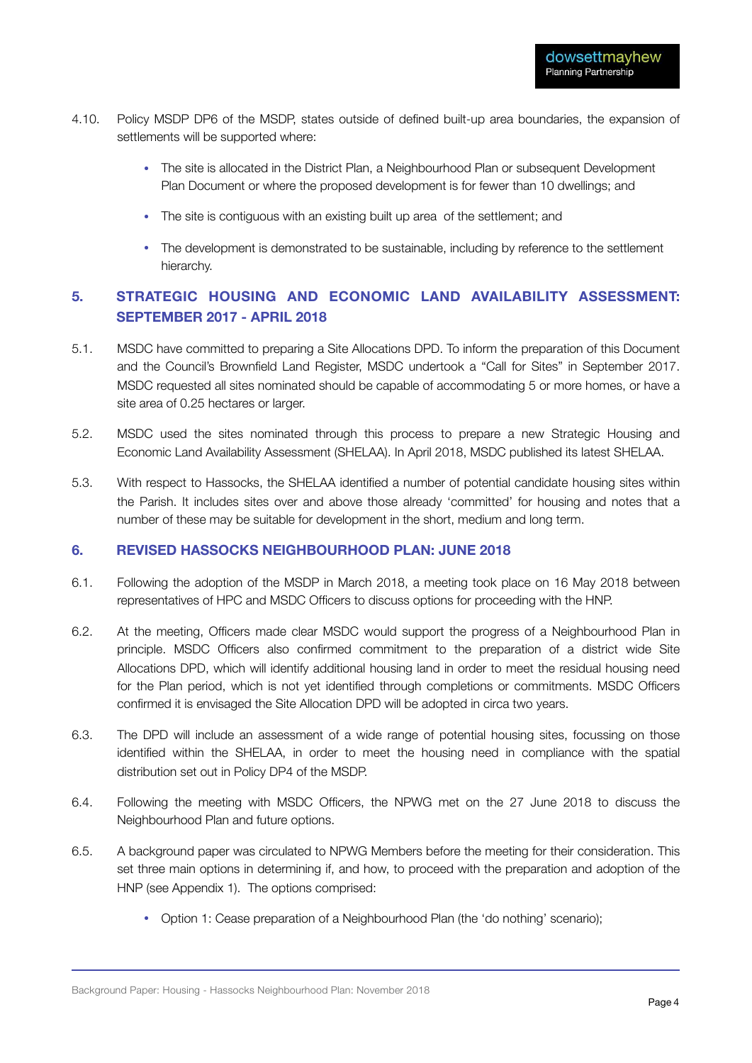4.10. Policy MSDP DP6 of the MSDP, states outside of defined built-up area boundaries, the expansion of settlements will be supported where:

- The site is allocated in the District Plan, a Neighbourhood Plan or subsequent Development Plan Document or where the proposed development is for fewer than 10 dwellings; and
- The site is contiguous with an existing built up area of the settlement; and
- The development is demonstrated to be sustainable, including by reference to the settlement hierarchy.

## 5. STRATEGIC HOUSING AND ECONOMIC LAND AVAILABILITY ASSESSMENT: SEPTEMBER 2017 - APRIL 2018

5.1. MSDC have committed to preparing a Site Allocations DPD. To inform the preparation of this Document and the Council's Brownfield Land Register, MSDC undertook a "Call for Sites" in September 2017. MSDC requested all sites nominated should be capable of accommodating 5 or more homes, or have a site area of 0.25 hectares or larger.

5.2. MSDC used the sites nominated through this process to prepare a new Strategic Housing and Economic Land Availability Assessment (SHELAA). In April 2018, MSDC published its latest SHELAA.

5.3. With respect to Hassocks, the SHELAA identified a number of potential candidate housing sites within the Parish. It includes sites over and above those already 'committed' for housing and notes that a number of these may be suitable for development in the short, medium and long term.

## 6. REVISED HASSOCKS NEIGHBOURHOOD PLAN: JUNE 2018

6.1. Following the adoption of the MSDP in March 2018, a meeting took place on 16 May 2018 between representatives of HPC and MSDC Officers to discuss options for proceeding with the HNP.

6.2. At the meeting, Officers made clear MSDC would support the progress of a Neighbourhood Plan in principle. MSDC Officers also confirmed commitment to the preparation of a district wide Site Allocations DPD, which will identify additional housing land in order to meet the residual housing need for the Plan period, which is not yet identified through completions or commitments. MSDC Officers confirmed it is envisaged the Site Allocation DPD will be adopted in circa two years.

6.3. The DPD will include an assessment of a wide range of potential housing sites, focussing on those identified within the SHELAA, in order to meet the housing need in compliance with the spatial distribution set out in Policy DP4 of the MSDP.

6.4. Following the meeting with MSDC Officers, the NPWG met on the 27 June 2018 to discuss the Neighbourhood Plan and future options.

6.5. A background paper was circulated to NPWG Members before the meeting for their consideration. This set three main options in determining if, and how, to proceed with the preparation and adoption of the HNP (see Appendix 1). The options comprised:

- Option 1: Cease preparation of a Neighbourhood Plan (the 'do nothing' scenario);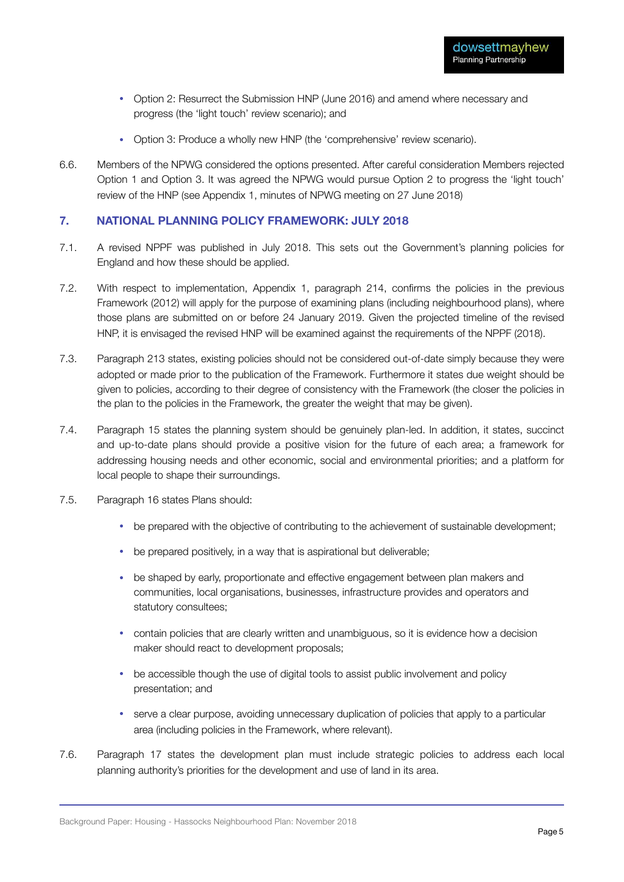- Option 2: Resurrect the Submission HNP (June 2016) and amend where necessary and progress (the 'light touch' review scenario); and
- Option 3: Produce a wholly new HNP (the 'comprehensive' review scenario).

6.6. Members of the NPWG considered the options presented. After careful consideration Members rejected Option 1 and Option 3. It was agreed the NPWG would pursue Option 2 to progress the 'light touch' review of the HNP (see Appendix 1, minutes of NPWG meeting on 27 June 2018)

## 7. NATIONAL PLANNING POLICY FRAMEWORK: JULY 2018

7.1. A revised NPPF was published in July 2018. This sets out the Government's planning policies for England and how these should be applied.

7.2. With respect to implementation, Appendix 1, paragraph 214, confirms the policies in the previous Framework (2012) will apply for the purpose of examining plans (including neighbourhood plans), where those plans are submitted on or before 24 January 2019. Given the projected timeline of the revised HNP, it is envisaged the revised HNP will be examined against the requirements of the NPPF (2018).

7.3. Paragraph 213 states, existing policies should not be considered out-of-date simply because they were adopted or made prior to the publication of the Framework. Furthermore it states due weight should be given to policies, according to their degree of consistency with the Framework (the closer the policies in the plan to the policies in the Framework, the greater the weight that may be given).

7.4. Paragraph 15 states the planning system should be genuinely plan-led. In addition, it states, succinct and up-to-date plans should provide a positive vision for the future of each area; a framework for addressing housing needs and other economic, social and environmental priorities; and a platform for local people to shape their surroundings.

7.5. Paragraph 16 states Plans should:

- be prepared with the objective of contributing to the achievement of sustainable development;
- be prepared positively, in a way that is aspirational but deliverable;
- be shaped by early, proportionate and effective engagement between plan makers and communities, local organisations, businesses, infrastructure provides and operators and statutory consultees;
- contain policies that are clearly written and unambiguous, so it is evidence how a decision maker should react to development proposals;
- be accessible though the use of digital tools to assist public involvement and policy presentation; and
- serve a clear purpose, avoiding unnecessary duplication of policies that apply to a particular area (including policies in the Framework, where relevant).

7.6. Paragraph 17 states the development plan must include strategic policies to address each local planning authority's priorities for the development and use of land in its area.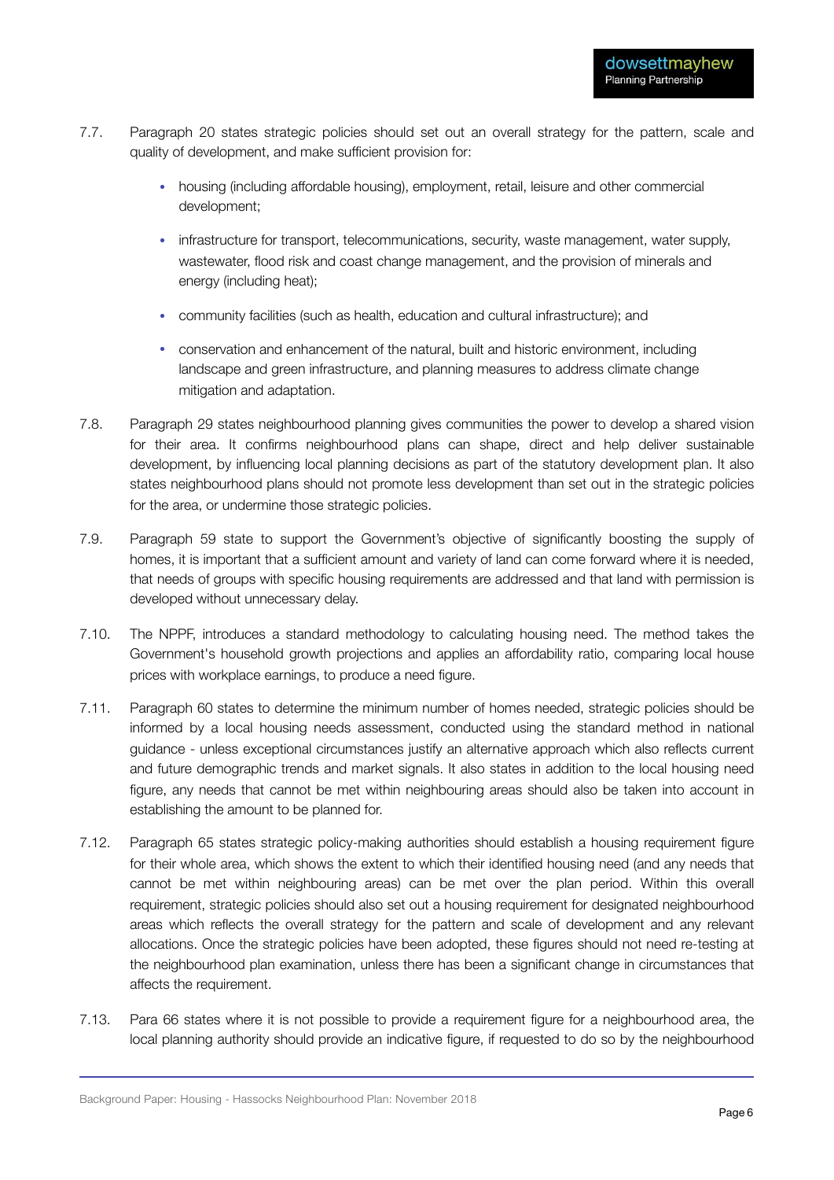7.7. Paragraph 20 states strategic policies should set out an overall strategy for the pattern, scale and quality of development, and make sufficient provision for:

- housing (including affordable housing), employment, retail, leisure and other commercial development;
- infrastructure for transport, telecommunications, security, waste management, water supply, wastewater, flood risk and coast change management, and the provision of minerals and energy (including heat);
- community facilities (such as health, education and cultural infrastructure); and
- conservation and enhancement of the natural, built and historic environment, including landscape and green infrastructure, and planning measures to address climate change mitigation and adaptation.

7.8. Paragraph 29 states neighbourhood planning gives communities the power to develop a shared vision for their area. It confirms neighbourhood plans can shape, direct and help deliver sustainable development, by influencing local planning decisions as part of the statutory development plan. It also states neighbourhood plans should not promote less development than set out in the strategic policies for the area, or undermine those strategic policies.

7.9. Paragraph 59 state to support the Government's objective of significantly boosting the supply of homes, it is important that a sufficient amount and variety of land can come forward where it is needed, that needs of groups with specific housing requirements are addressed and that land with permission is developed without unnecessary delay.

7.10. The NPPF, introduces a standard methodology to calculating housing need. The method takes the Government's household growth projections and applies an affordability ratio, comparing local house prices with workplace earnings, to produce a need figure.

7.11. Paragraph 60 states to determine the minimum number of homes needed, strategic policies should be informed by a local housing needs assessment, conducted using the standard method in national guidance - unless exceptional circumstances justify an alternative approach which also reflects current and future demographic trends and market signals. It also states in addition to the local housing need figure, any needs that cannot be met within neighbouring areas should also be taken into account in establishing the amount to be planned for.

7.12. Paragraph 65 states strategic policy-making authorities should establish a housing requirement figure for their whole area, which shows the extent to which their identified housing need (and any needs that cannot be met within neighbouring areas) can be met over the plan period. Within this overall requirement, strategic policies should also set out a housing requirement for designated neighbourhood areas which reflects the overall strategy for the pattern and scale of development and any relevant allocations. Once the strategic policies have been adopted, these figures should not need re-testing at the neighbourhood plan examination, unless there has been a significant change in circumstances that affects the requirement.

7.13. Para 66 states where it is not possible to provide a requirement figure for a neighbourhood area, the local planning authority should provide an indicative figure, if requested to do so by the neighbourhood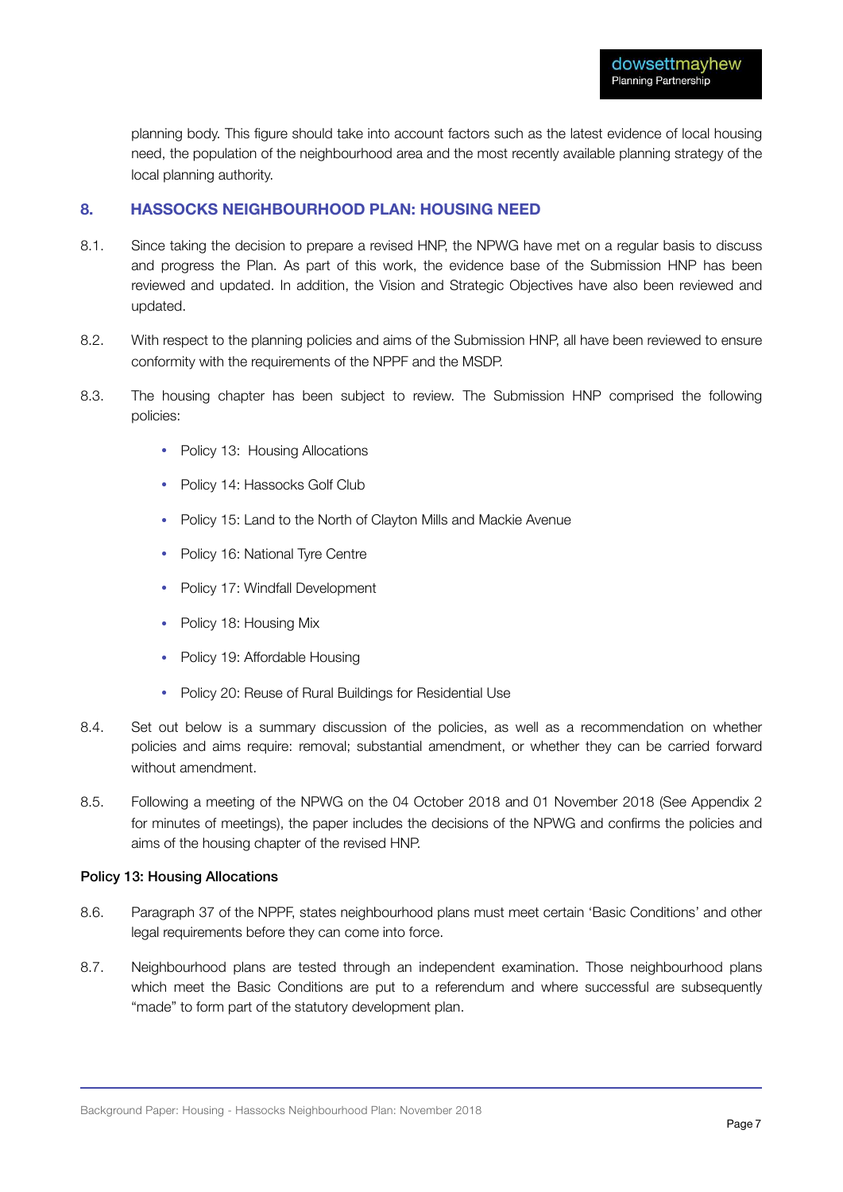planning body. This figure should take into account factors such as the latest evidence of local housing need, the population of the neighbourhood area and the most recently available planning strategy of the local planning authority.

## 8. HASSOCKS NEIGHBOURHOOD PLAN: HOUSING NEED

8.1. Since taking the decision to prepare a revised HNP, the NPWG have met on a regular basis to discuss and progress the Plan. As part of this work, the evidence base of the Submission HNP has been reviewed and updated. In addition, the Vision and Strategic Objectives have also been reviewed and updated.

8.2. With respect to the planning policies and aims of the Submission HNP, all have been reviewed to ensure conformity with the requirements of the NPPF and the MSDP.

8.3. The housing chapter has been subject to review. The Submission HNP comprised the following policies:

- Policy 13: Housing Allocations
- Policy 14: Hassocks Golf Club
- Policy 15: Land to the North of Clayton Mills and Mackie Avenue
- Policy 16: National Tyre Centre
- Policy 17: Windfall Development
- Policy 18: Housing Mix
- Policy 19: Affordable Housing
- Policy 20: Reuse of Rural Buildings for Residential Use

8.4. Set out below is a summary discussion of the policies, as well as a recommendation on whether policies and aims require: removal; substantial amendment, or whether they can be carried forward without amendment.

8.5. Following a meeting of the NPWG on the 04 October 2018 and 01 November 2018 (See Appendix 2 for minutes of meetings), the paper includes the decisions of the NPWG and confirms the policies and aims of the housing chapter of the revised HNP.

**Policy 13: Housing Allocations**

8.6. Paragraph 37 of the NPPF, states neighbourhood plans must meet certain 'Basic Conditions' and other legal requirements before they can come into force.

8.7. Neighbourhood plans are tested through an independent examination. Those neighbourhood plans which meet the Basic Conditions are put to a referendum and where successful are subsequently "made" to form part of the statutory development plan.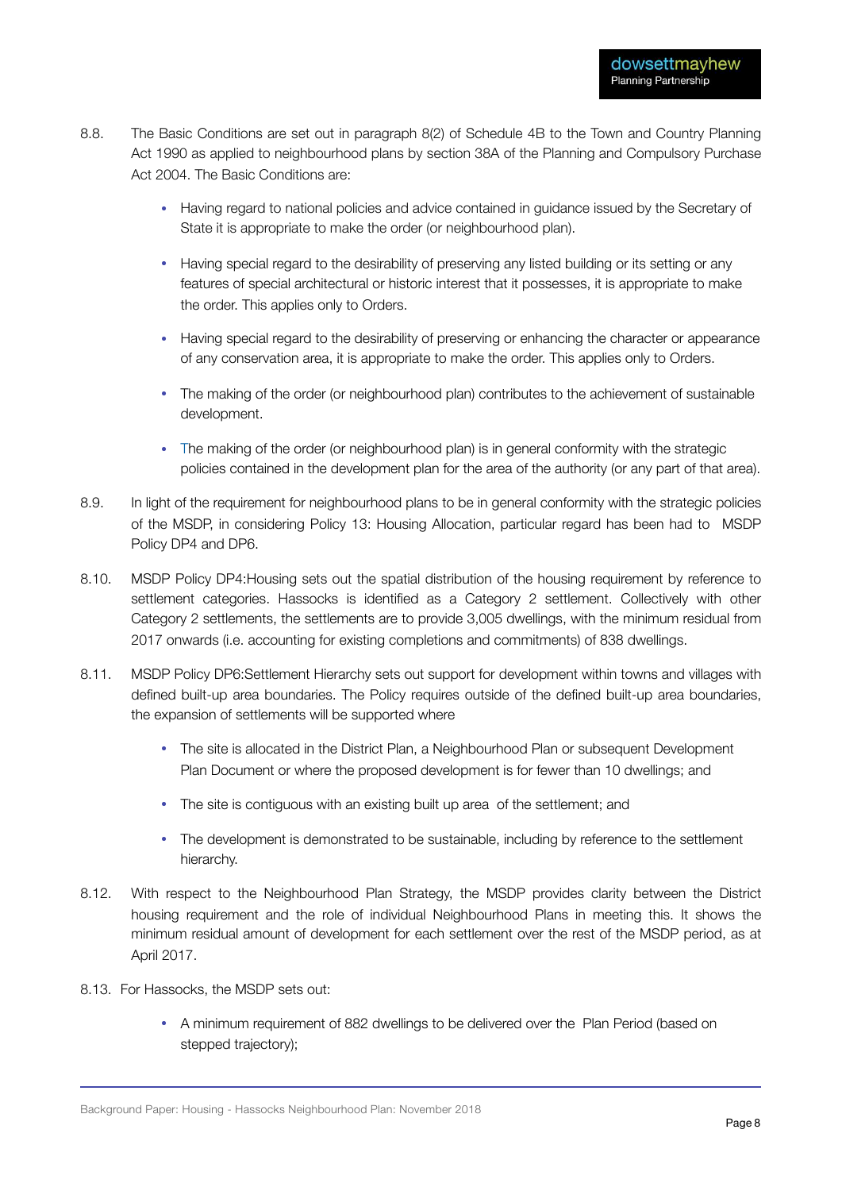8.8. The Basic Conditions are set out in paragraph 8(2) of Schedule 4B to the Town and Country Planning Act 1990 as applied to neighbourhood plans by section 38A of the Planning and Compulsory Purchase Act 2004. The Basic Conditions are:

- Having regard to national policies and advice contained in guidance issued by the Secretary of State it is appropriate to make the order (or neighbourhood plan).
- Having special regard to the desirability of preserving any listed building or its setting or any features of special architectural or historic interest that it possesses, it is appropriate to make the order. This applies only to Orders.
- Having special regard to the desirability of preserving or enhancing the character or appearance of any conservation area, it is appropriate to make the order. This applies only to Orders.
- The making of the order (or neighbourhood plan) contributes to the achievement of sustainable development.
- The making of the order (or neighbourhood plan) is in general conformity with the strategic policies contained in the development plan for the area of the authority (or any part of that area).

8.9. In light of the requirement for neighbourhood plans to be in general conformity with the strategic policies of the MSDP, in considering Policy 13: Housing Allocation, particular regard has been had to MSDP Policy DP4 and DP6.

8.10. MSDP Policy DP4:Housing sets out the spatial distribution of the housing requirement by reference to settlement categories. Hassocks is identified as a Category 2 settlement. Collectively with other Category 2 settlements, the settlements are to provide 3,005 dwellings, with the minimum residual from 2017 onwards (i.e. accounting for existing completions and commitments) of 838 dwellings.

8.11. MSDP Policy DP6:Settlement Hierarchy sets out support for development within towns and villages with defined built-up area boundaries. The Policy requires outside of the defined built-up area boundaries, the expansion of settlements will be supported where

- The site is allocated in the District Plan, a Neighbourhood Plan or subsequent Development Plan Document or where the proposed development is for fewer than 10 dwellings; and
- The site is contiguous with an existing built up area of the settlement; and
- The development is demonstrated to be sustainable, including by reference to the settlement hierarchy.

8.12. With respect to the Neighbourhood Plan Strategy, the MSDP provides clarity between the District housing requirement and the role of individual Neighbourhood Plans in meeting this. It shows the minimum residual amount of development for each settlement over the rest of the MSDP period, as at April 2017.

8.13. For Hassocks, the MSDP sets out:

- A minimum requirement of 882 dwellings to be delivered over the Plan Period (based on stepped trajectory);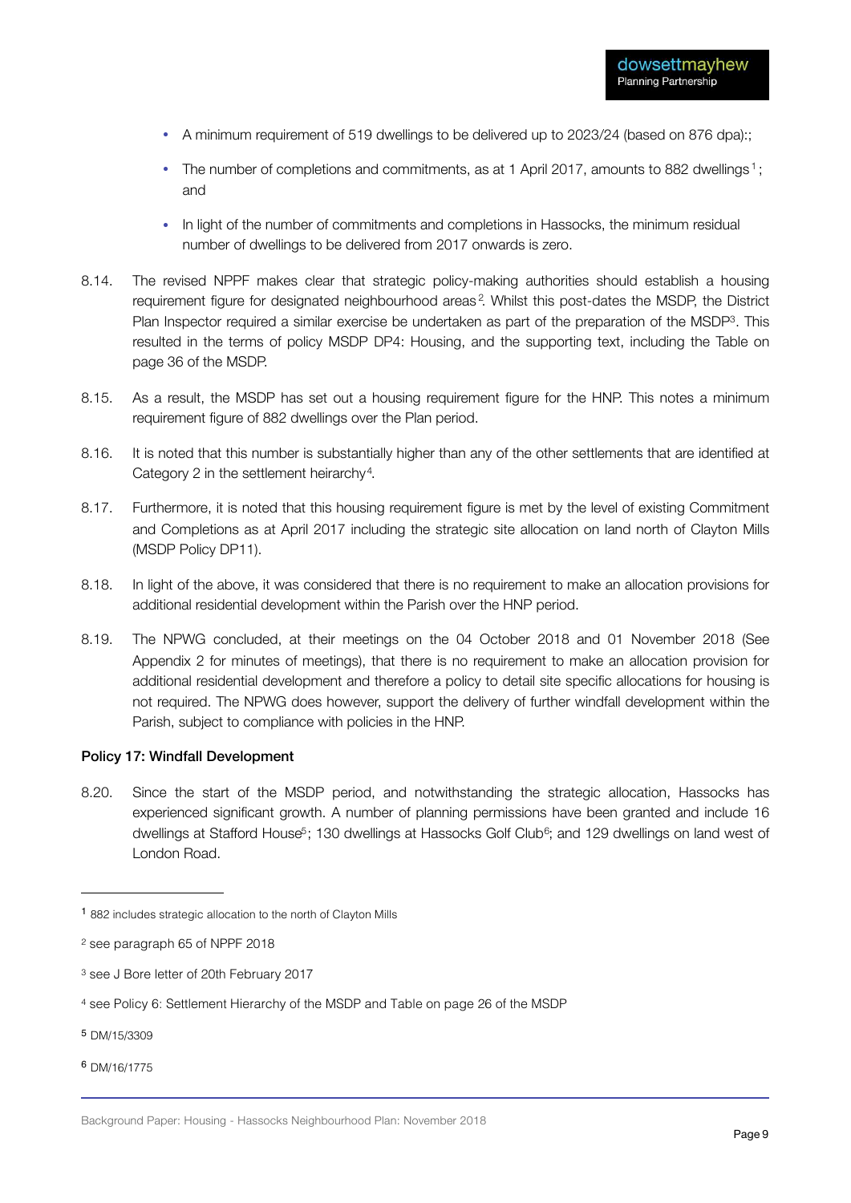- A minimum requirement of 519 dwellings to be delivered up to 2023/24 (based on 876 dpa):;
- The number of completions and commitments, as at 1 April 2017, amounts to 882 dwellings[1]; and
- In light of the number of commitments and completions in Hassocks, the minimum residual number of dwellings to be delivered from 2017 onwards is zero.

8.14. The revised NPPF makes clear that strategic policy-making authorities should establish a housing requirement figure for designated neighbourhood areas[2]. Whilst this post-dates the MSDP, the District Plan Inspector required a similar exercise be undertaken as part of the preparation of the MSDP[3]. This resulted in the terms of policy MSDP DP4: Housing, and the supporting text, including the Table on page 36 of the MSDP.

8.15. As a result, the MSDP has set out a housing requirement figure for the HNP. This notes a minimum requirement figure of 882 dwellings over the Plan period.

8.16. It is noted that this number is substantially higher than any of the other settlements that are identified at Category 2 in the settlement heirarchy[4].

8.17. Furthermore, it is noted that this housing requirement figure is met by the level of existing Commitment and Completions as at April 2017 including the strategic site allocation on land north of Clayton Mills (MSDP Policy DP11).

8.18. In light of the above, it was considered that there is no requirement to make an allocation provisions for additional residential development within the Parish over the HNP period.

8.19. The NPWG concluded, at their meetings on the 04 October 2018 and 01 November 2018 (See Appendix 2 for minutes of meetings), that there is no requirement to make an allocation provision for additional residential development and therefore a policy to detail site specific allocations for housing is not required. The NPWG does however, support the delivery of further windfall development within the Parish, subject to compliance with policies in the HNP.

**Policy 17: Windfall Development**

8.20. Since the start of the MSDP period, and notwithstanding the strategic allocation, Hassocks has experienced significant growth. A number of planning permissions have been granted and include 16 dwellings at Stafford House[5]; 130 dwellings at Hassocks Golf Club[6]; and 129 dwellings on land west of London Road.

---

[1] 882 includes strategic allocation to the north of Clayton Mills

[2] see paragraph 65 of NPPF 2018

[3] see J Bore letter of 20th February 2017

[4] see Policy 6: Settlement Hierarchy of the MSDP and Table on page 26 of the MSDP

[5] DM/15/3309

[6] DM/16/1775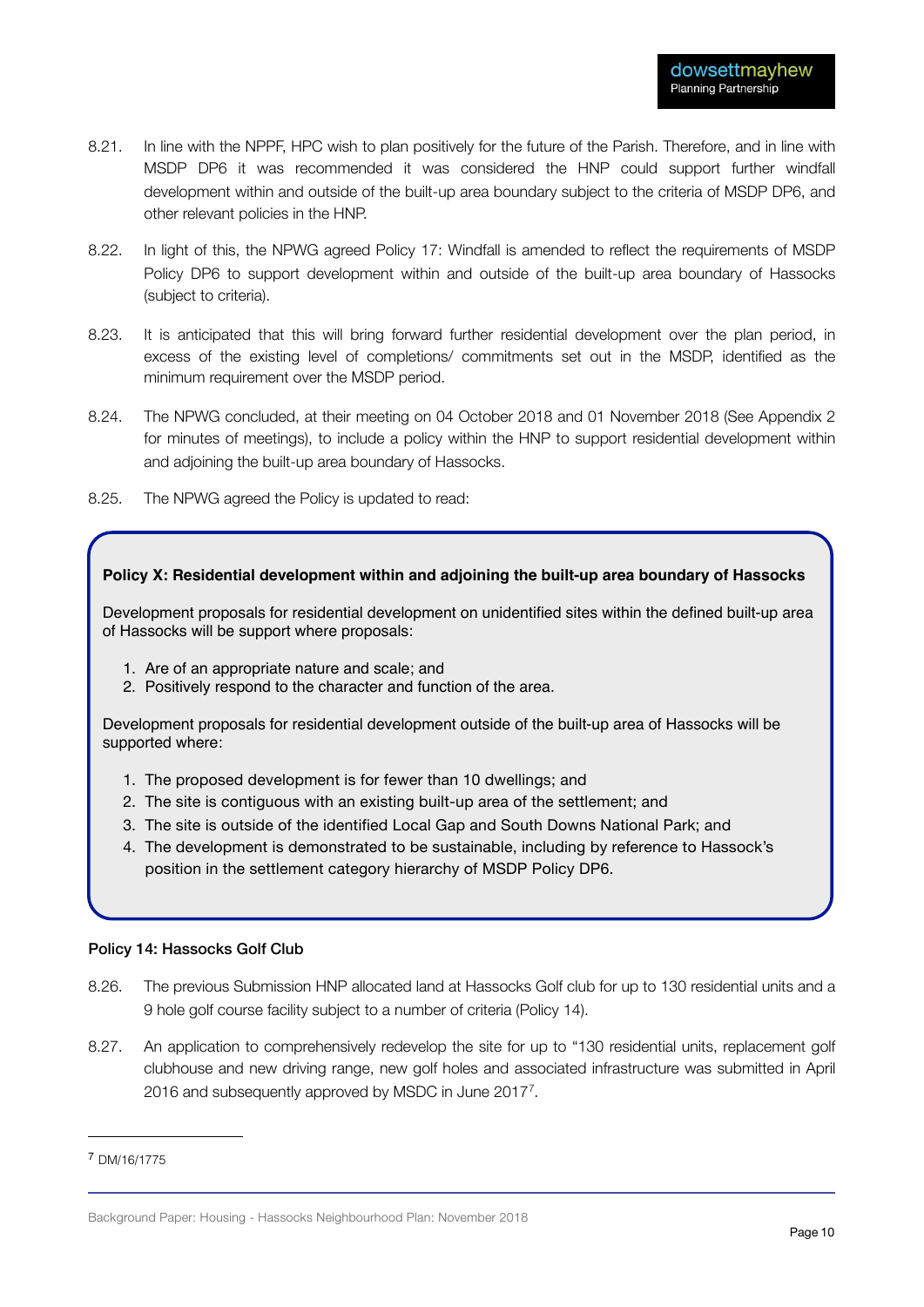8.21. In line with the NPPF, HPC wish to plan positively for the future of the Parish. Therefore, and in line with MSDP DP6 it was recommended it was considered the HNP could support further windfall development within and outside of the built-up area boundary subject to the criteria of MSDP DP6, and other relevant policies in the HNP.

8.22. In light of this, the NPWG agreed Policy 17: Windfall is amended to reflect the requirements of MSDP Policy DP6 to support development within and outside of the built-up area boundary of Hassocks (subject to criteria).

8.23. It is anticipated that this will bring forward further residential development over the plan period, in excess of the existing level of completions/ commitments set out in the MSDP, identified as the minimum requirement over the MSDP period.

8.24. The NPWG concluded, at their meeting on 04 October 2018 and 01 November 2018 (See Appendix 2 for minutes of meetings), to include a policy within the HNP to support residential development within and adjoining the built-up area boundary of Hassocks.

8.25. The NPWG agreed the Policy is updated to read:

> **Policy X: Residential development within and adjoining the built-up area boundary of Hassocks**
>
> Development proposals for residential development on unidentified sites within the defined built-up area of Hassocks will be support where proposals:
>
> 1. Are of an appropriate nature and scale; and
> 2. Positively respond to the character and function of the area.
>
> Development proposals for residential development outside of the built-up area of Hassocks will be supported where:
>
> 1. The proposed development is for fewer than 10 dwellings; and
> 2. The site is contiguous with an existing built-up area of the settlement; and
> 3. The site is outside of the identified Local Gap and South Downs National Park; and
> 4. The development is demonstrated to be sustainable, including by reference to Hassock's position in the settlement category hierarchy of MSDP Policy DP6.

**Policy 14: Hassocks Golf Club**

8.26. The previous Submission HNP allocated land at Hassocks Golf club for up to 130 residential units and a 9 hole golf course facility subject to a number of criteria (Policy 14).

8.27. An application to comprehensively redevelop the site for up to "130 residential units, replacement golf clubhouse and new driving range, new golf holes and associated infrastructure was submitted in April 2016 and subsequently approved by MSDC in June 2017[7].

[7] DM/16/1775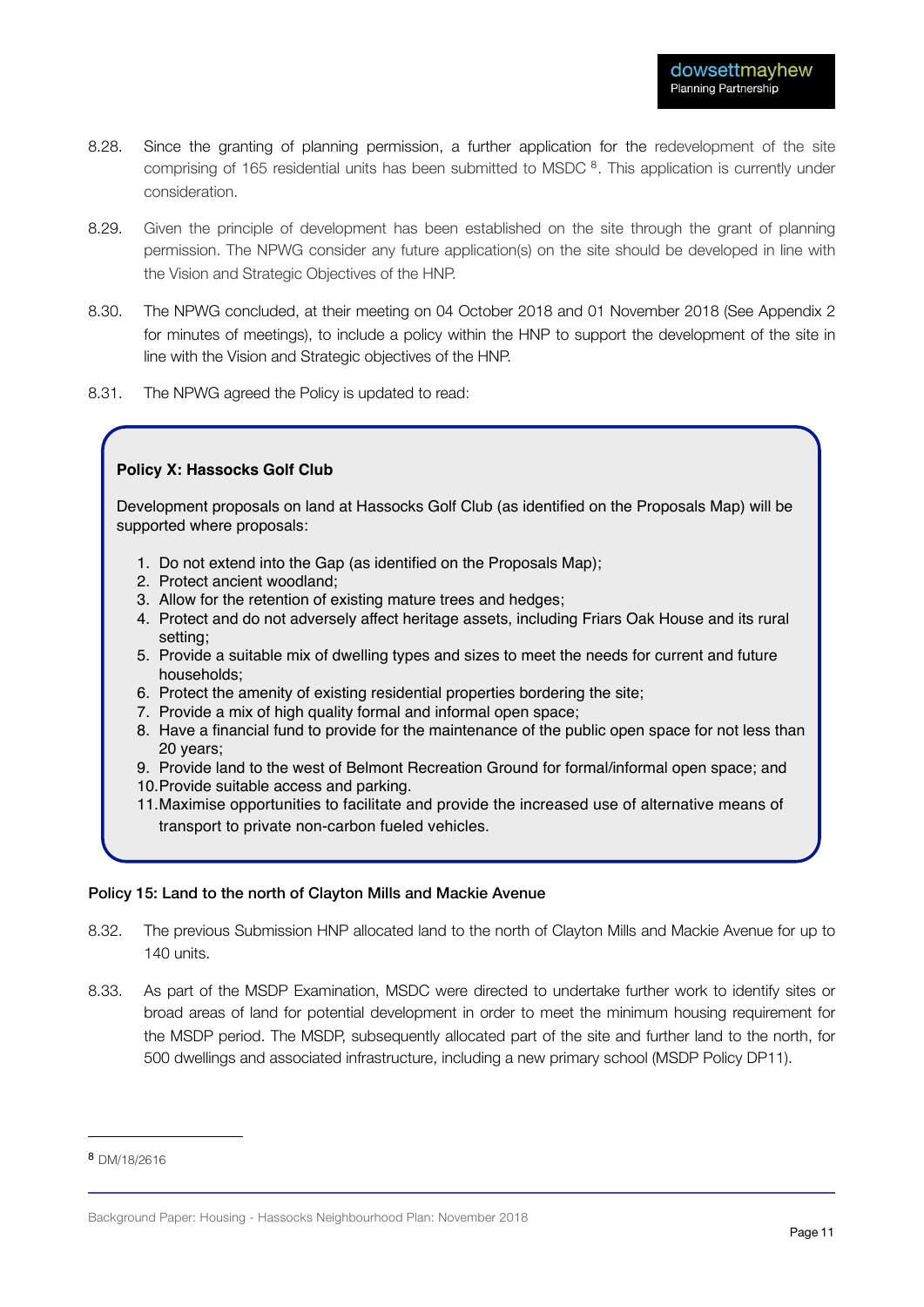8.28. Since the granting of planning permission, a further application for the redevelopment of the site comprising of 165 residential units has been submitted to MSDC [8]. This application is currently under consideration.

8.29. Given the principle of development has been established on the site through the grant of planning permission. The NPWG consider any future application(s) on the site should be developed in line with the Vision and Strategic Objectives of the HNP.

8.30. The NPWG concluded, at their meeting on 04 October 2018 and 01 November 2018 (See Appendix 2 for minutes of meetings), to include a policy within the HNP to support the development of the site in line with the Vision and Strategic objectives of the HNP.

8.31. The NPWG agreed the Policy is updated to read:

> **Policy X: Hassocks Golf Club**
>
> Development proposals on land at Hassocks Golf Club (as identified on the Proposals Map) will be supported where proposals:
>
> 1. Do not extend into the Gap (as identified on the Proposals Map);
> 2. Protect ancient woodland;
> 3. Allow for the retention of existing mature trees and hedges;
> 4. Protect and do not adversely affect heritage assets, including Friars Oak House and its rural setting;
> 5. Provide a suitable mix of dwelling types and sizes to meet the needs for current and future households;
> 6. Protect the amenity of existing residential properties bordering the site;
> 7. Provide a mix of high quality formal and informal open space;
> 8. Have a financial fund to provide for the maintenance of the public open space for not less than 20 years;
> 9. Provide land to the west of Belmont Recreation Ground for formal/informal open space; and
> 10. Provide suitable access and parking.
> 11. Maximise opportunities to facilitate and provide the increased use of alternative means of transport to private non-carbon fueled vehicles.

**Policy 15: Land to the north of Clayton Mills and Mackie Avenue**

8.32. The previous Submission HNP allocated land to the north of Clayton Mills and Mackie Avenue for up to 140 units.

8.33. As part of the MSDP Examination, MSDC were directed to undertake further work to identify sites or broad areas of land for potential development in order to meet the minimum housing requirement for the MSDP period. The MSDP, subsequently allocated part of the site and further land to the north, for 500 dwellings and associated infrastructure, including a new primary school (MSDP Policy DP11).

---

[8] DM/18/2616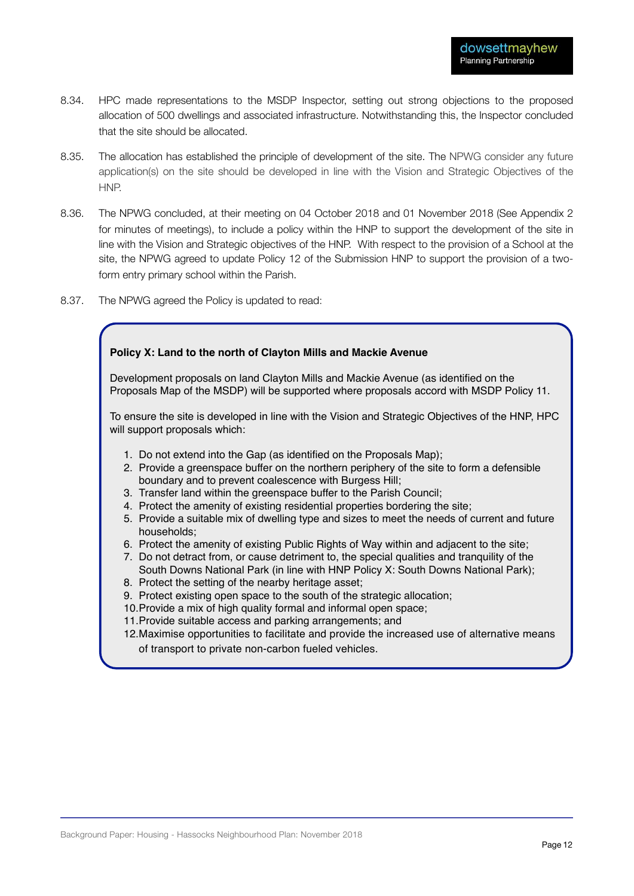8.34. HPC made representations to the MSDP Inspector, setting out strong objections to the proposed allocation of 500 dwellings and associated infrastructure. Notwithstanding this, the Inspector concluded that the site should be allocated.

8.35. The allocation has established the principle of development of the site. The NPWG consider any future application(s) on the site should be developed in line with the Vision and Strategic Objectives of the HNP.

8.36. The NPWG concluded, at their meeting on 04 October 2018 and 01 November 2018 (See Appendix 2 for minutes of meetings), to include a policy within the HNP to support the development of the site in line with the Vision and Strategic objectives of the HNP. With respect to the provision of a School at the site, the NPWG agreed to update Policy 12 of the Submission HNP to support the provision of a two-form entry primary school within the Parish.

8.37. The NPWG agreed the Policy is updated to read:

> **Policy X: Land to the north of Clayton Mills and Mackie Avenue**
>
> Development proposals on land Clayton Mills and Mackie Avenue (as identified on the Proposals Map of the MSDP) will be supported where proposals accord with MSDP Policy 11.
>
> To ensure the site is developed in line with the Vision and Strategic Objectives of the HNP, HPC will support proposals which:
>
> 1. Do not extend into the Gap (as identified on the Proposals Map);
> 2. Provide a greenspace buffer on the northern periphery of the site to form a defensible boundary and to prevent coalescence with Burgess Hill;
> 3. Transfer land within the greenspace buffer to the Parish Council;
> 4. Protect the amenity of existing residential properties bordering the site;
> 5. Provide a suitable mix of dwelling type and sizes to meet the needs of current and future households;
> 6. Protect the amenity of existing Public Rights of Way within and adjacent to the site;
> 7. Do not detract from, or cause detriment to, the special qualities and tranquility of the South Downs National Park (in line with HNP Policy X: South Downs National Park);
> 8. Protect the setting of the nearby heritage asset;
> 9. Protect existing open space to the south of the strategic allocation;
> 10. Provide a mix of high quality formal and informal open space;
> 11. Provide suitable access and parking arrangements; and
> 12. Maximise opportunities to facilitate and provide the increased use of alternative means of transport to private non-carbon fueled vehicles.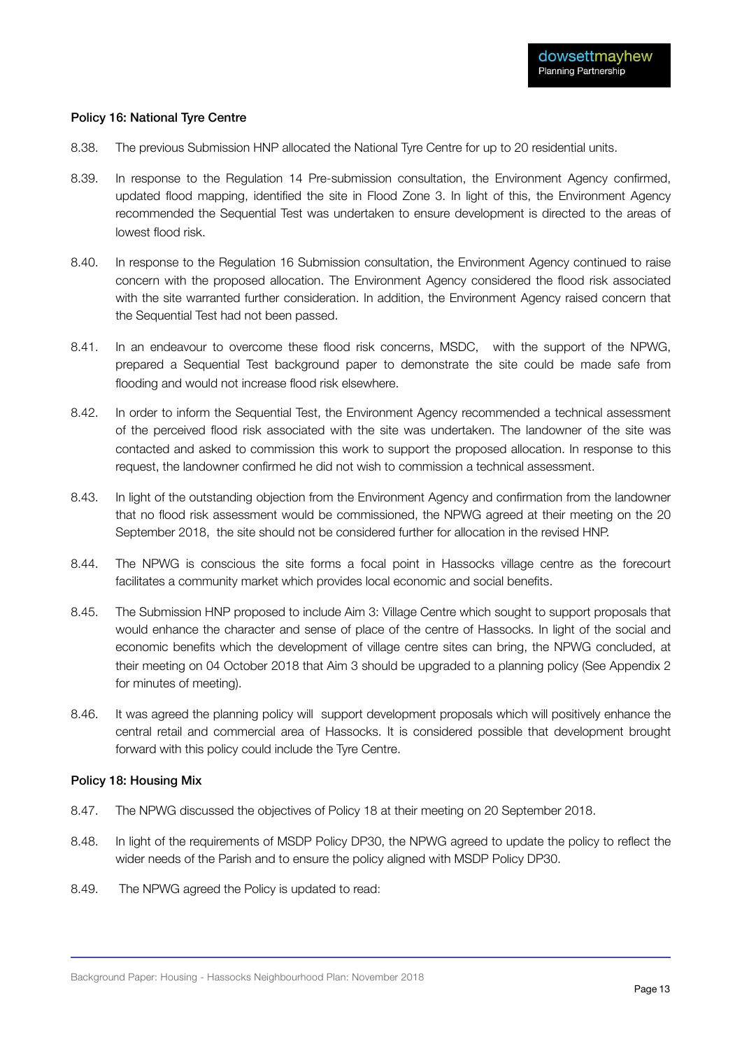**Policy 16: National Tyre Centre**

8.38. The previous Submission HNP allocated the National Tyre Centre for up to 20 residential units.

8.39. In response to the Regulation 14 Pre-submission consultation, the Environment Agency confirmed, updated flood mapping, identified the site in Flood Zone 3. In light of this, the Environment Agency recommended the Sequential Test was undertaken to ensure development is directed to the areas of lowest flood risk.

8.40. In response to the Regulation 16 Submission consultation, the Environment Agency continued to raise concern with the proposed allocation. The Environment Agency considered the flood risk associated with the site warranted further consideration. In addition, the Environment Agency raised concern that the Sequential Test had not been passed.

8.41. In an endeavour to overcome these flood risk concerns, MSDC, with the support of the NPWG, prepared a Sequential Test background paper to demonstrate the site could be made safe from flooding and would not increase flood risk elsewhere.

8.42. In order to inform the Sequential Test, the Environment Agency recommended a technical assessment of the perceived flood risk associated with the site was undertaken. The landowner of the site was contacted and asked to commission this work to support the proposed allocation. In response to this request, the landowner confirmed he did not wish to commission a technical assessment.

8.43. In light of the outstanding objection from the Environment Agency and confirmation from the landowner that no flood risk assessment would be commissioned, the NPWG agreed at their meeting on the 20 September 2018, the site should not be considered further for allocation in the revised HNP.

8.44. The NPWG is conscious the site forms a focal point in Hassocks village centre as the forecourt facilitates a community market which provides local economic and social benefits.

8.45. The Submission HNP proposed to include Aim 3: Village Centre which sought to support proposals that would enhance the character and sense of place of the centre of Hassocks. In light of the social and economic benefits which the development of village centre sites can bring, the NPWG concluded, at their meeting on 04 October 2018 that Aim 3 should be upgraded to a planning policy (See Appendix 2 for minutes of meeting).

8.46. It was agreed the planning policy will support development proposals which will positively enhance the central retail and commercial area of Hassocks. It is considered possible that development brought forward with this policy could include the Tyre Centre.

**Policy 18: Housing Mix**

8.47. The NPWG discussed the objectives of Policy 18 at their meeting on 20 September 2018.

8.48. In light of the requirements of MSDP Policy DP30, the NPWG agreed to update the policy to reflect the wider needs of the Parish and to ensure the policy aligned with MSDP Policy DP30.

8.49. The NPWG agreed the Policy is updated to read: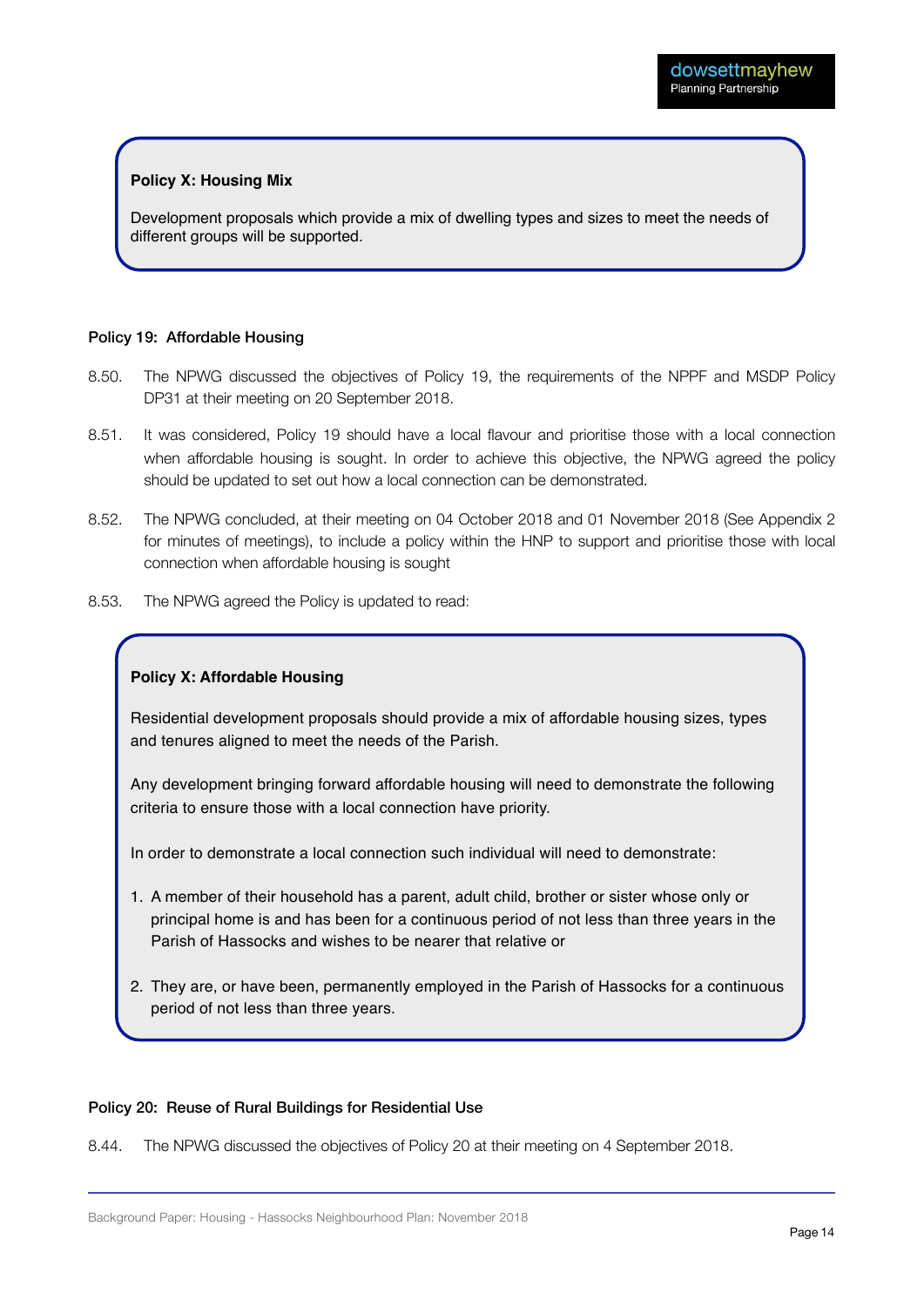**Policy X: Housing Mix**

Development proposals which provide a mix of dwelling types and sizes to meet the needs of different groups will be supported.

**Policy 19: Affordable Housing**

8.50. The NPWG discussed the objectives of Policy 19, the requirements of the NPPF and MSDP Policy DP31 at their meeting on 20 September 2018.

8.51. It was considered, Policy 19 should have a local flavour and prioritise those with a local connection when affordable housing is sought. In order to achieve this objective, the NPWG agreed the policy should be updated to set out how a local connection can be demonstrated.

8.52. The NPWG concluded, at their meeting on 04 October 2018 and 01 November 2018 (See Appendix 2 for minutes of meetings), to include a policy within the HNP to support and prioritise those with local connection when affordable housing is sought

8.53. The NPWG agreed the Policy is updated to read:

**Policy X: Affordable Housing**

Residential development proposals should provide a mix of affordable housing sizes, types and tenures aligned to meet the needs of the Parish.

Any development bringing forward affordable housing will need to demonstrate the following criteria to ensure those with a local connection have priority.

In order to demonstrate a local connection such individual will need to demonstrate:

1. A member of their household has a parent, adult child, brother or sister whose only or principal home is and has been for a continuous period of not less than three years in the Parish of Hassocks and wishes to be nearer that relative or

2. They are, or have been, permanently employed in the Parish of Hassocks for a continuous period of not less than three years.

**Policy 20: Reuse of Rural Buildings for Residential Use**

8.44. The NPWG discussed the objectives of Policy 20 at their meeting on 4 September 2018.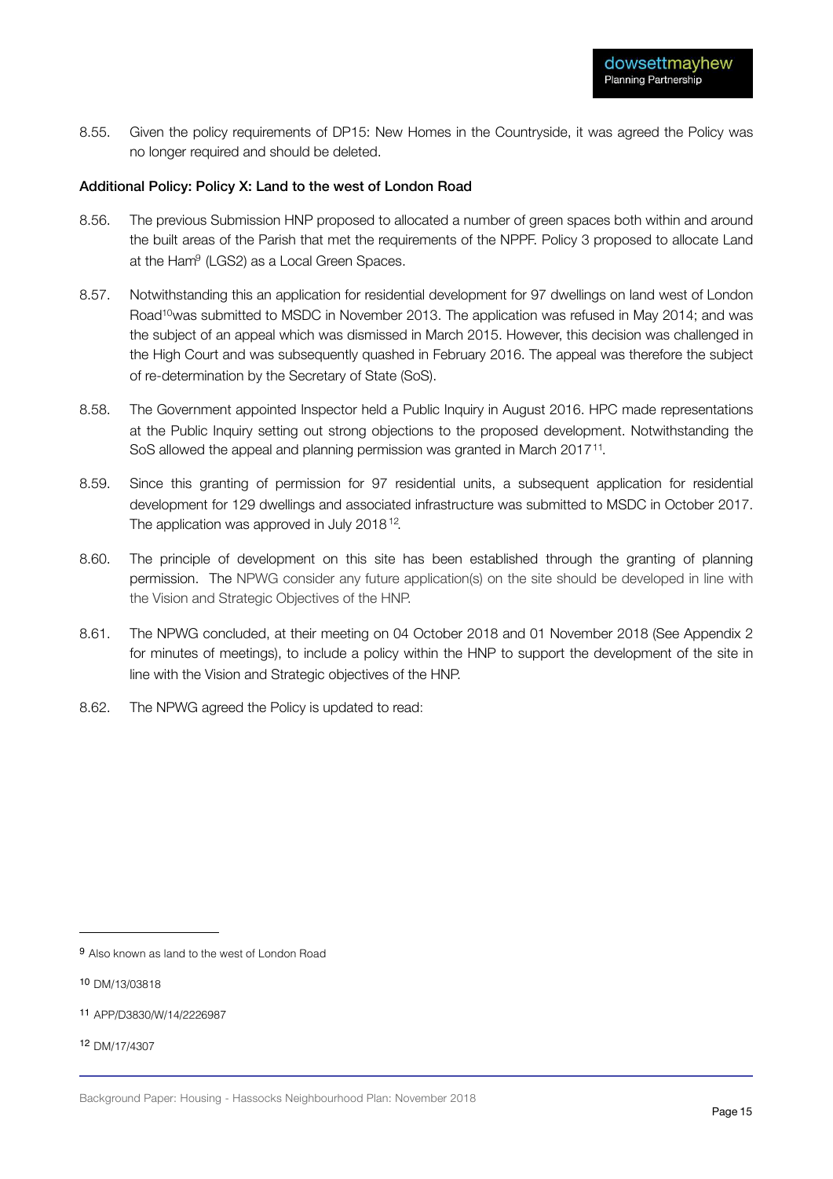8.55. Given the policy requirements of DP15: New Homes in the Countryside, it was agreed the Policy was no longer required and should be deleted.

**Additional Policy: Policy X: Land to the west of London Road**

8.56. The previous Submission HNP proposed to allocated a number of green spaces both within and around the built areas of the Parish that met the requirements of the NPPF. Policy 3 proposed to allocate Land at the Ham[9] (LGS2) as a Local Green Spaces.

8.57. Notwithstanding this an application for residential development for 97 dwellings on land west of London Road[10]was submitted to MSDC in November 2013. The application was refused in May 2014; and was the subject of an appeal which was dismissed in March 2015. However, this decision was challenged in the High Court and was subsequently quashed in February 2016. The appeal was therefore the subject of re-determination by the Secretary of State (SoS).

8.58. The Government appointed Inspector held a Public Inquiry in August 2016. HPC made representations at the Public Inquiry setting out strong objections to the proposed development. Notwithstanding the SoS allowed the appeal and planning permission was granted in March 2017[11].

8.59. Since this granting of permission for 97 residential units, a subsequent application for residential development for 129 dwellings and associated infrastructure was submitted to MSDC in October 2017. The application was approved in July 2018[12].

8.60. The principle of development on this site has been established through the granting of planning permission. The NPWG consider any future application(s) on the site should be developed in line with the Vision and Strategic Objectives of the HNP.

8.61. The NPWG concluded, at their meeting on 04 October 2018 and 01 November 2018 (See Appendix 2 for minutes of meetings), to include a policy within the HNP to support the development of the site in line with the Vision and Strategic objectives of the HNP.

8.62. The NPWG agreed the Policy is updated to read:

---

[9] Also known as land to the west of London Road

[10] DM/13/03818

[11] APP/D3830/W/14/2226987

[12] DM/17/4307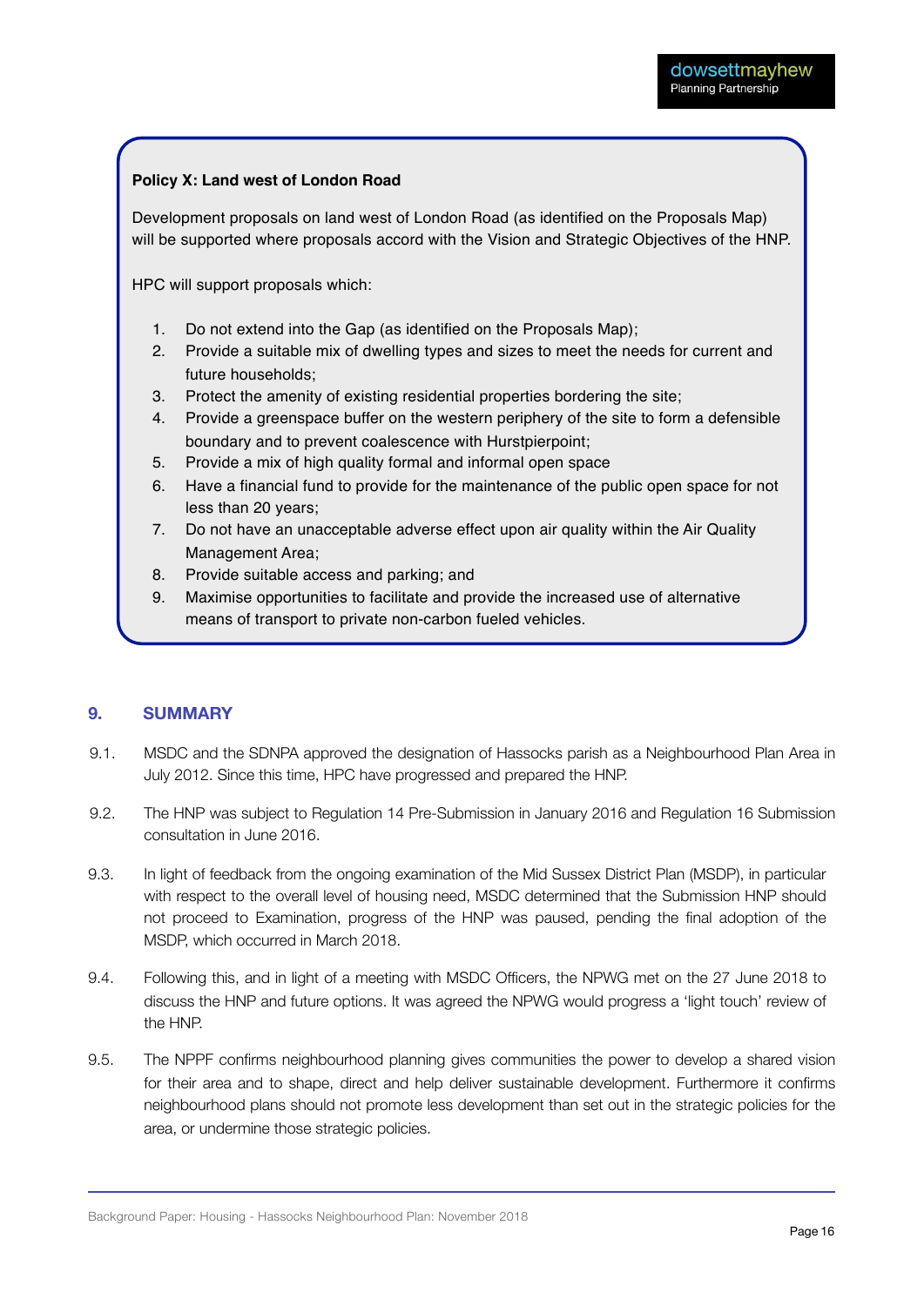**Policy X: Land west of London Road**

Development proposals on land west of London Road (as identified on the Proposals Map) will be supported where proposals accord with the Vision and Strategic Objectives of the HNP.

HPC will support proposals which:

1. Do not extend into the Gap (as identified on the Proposals Map);
2. Provide a suitable mix of dwelling types and sizes to meet the needs for current and future households;
3. Protect the amenity of existing residential properties bordering the site;
4. Provide a greenspace buffer on the western periphery of the site to form a defensible boundary and to prevent coalescence with Hurstpierpoint;
5. Provide a mix of high quality formal and informal open space
6. Have a financial fund to provide for the maintenance of the public open space for not less than 20 years;
7. Do not have an unacceptable adverse effect upon air quality within the Air Quality Management Area;
8. Provide suitable access and parking; and
9. Maximise opportunities to facilitate and provide the increased use of alternative means of transport to private non-carbon fueled vehicles.

## 9. SUMMARY

9.1. MSDC and the SDNPA approved the designation of Hassocks parish as a Neighbourhood Plan Area in July 2012. Since this time, HPC have progressed and prepared the HNP.

9.2. The HNP was subject to Regulation 14 Pre-Submission in January 2016 and Regulation 16 Submission consultation in June 2016.

9.3. In light of feedback from the ongoing examination of the Mid Sussex District Plan (MSDP), in particular with respect to the overall level of housing need, MSDC determined that the Submission HNP should not proceed to Examination, progress of the HNP was paused, pending the final adoption of the MSDP, which occurred in March 2018.

9.4. Following this, and in light of a meeting with MSDC Officers, the NPWG met on the 27 June 2018 to discuss the HNP and future options. It was agreed the NPWG would progress a 'light touch' review of the HNP.

9.5. The NPPF confirms neighbourhood planning gives communities the power to develop a shared vision for their area and to shape, direct and help deliver sustainable development. Furthermore it confirms neighbourhood plans should not promote less development than set out in the strategic policies for the area, or undermine those strategic policies.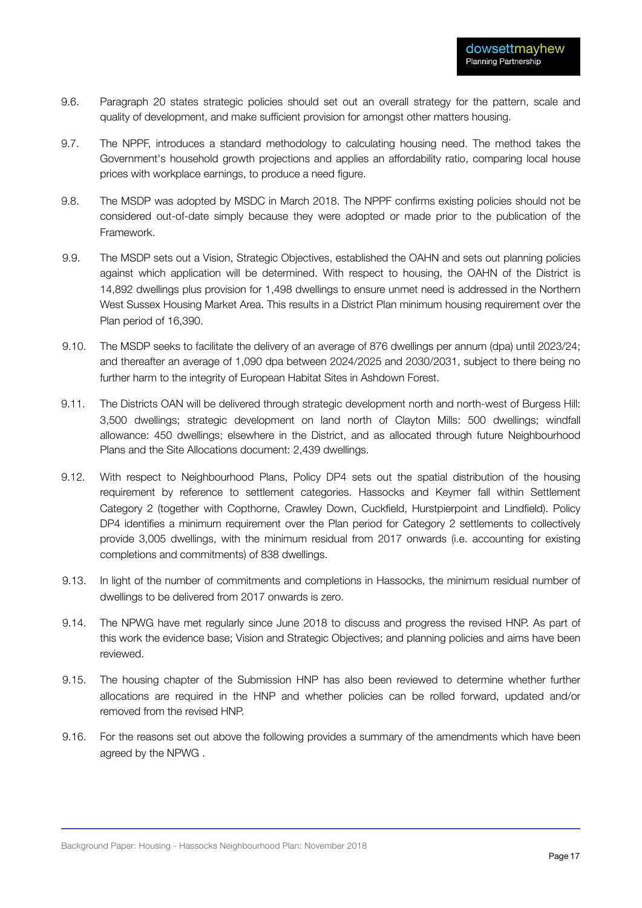9.6. Paragraph 20 states strategic policies should set out an overall strategy for the pattern, scale and quality of development, and make sufficient provision for amongst other matters housing.

9.7. The NPPF, introduces a standard methodology to calculating housing need. The method takes the Government's household growth projections and applies an affordability ratio, comparing local house prices with workplace earnings, to produce a need figure.

9.8. The MSDP was adopted by MSDC in March 2018. The NPPF confirms existing policies should not be considered out-of-date simply because they were adopted or made prior to the publication of the Framework.

9.9. The MSDP sets out a Vision, Strategic Objectives, established the OAHN and sets out planning policies against which application will be determined. With respect to housing, the OAHN of the District is 14,892 dwellings plus provision for 1,498 dwellings to ensure unmet need is addressed in the Northern West Sussex Housing Market Area. This results in a District Plan minimum housing requirement over the Plan period of 16,390.

9.10. The MSDP seeks to facilitate the delivery of an average of 876 dwellings per annum (dpa) until 2023/24; and thereafter an average of 1,090 dpa between 2024/2025 and 2030/2031, subject to there being no further harm to the integrity of European Habitat Sites in Ashdown Forest.

9.11. The Districts OAN will be delivered through strategic development north and north-west of Burgess Hill: 3,500 dwellings; strategic development on land north of Clayton Mills: 500 dwellings; windfall allowance: 450 dwellings; elsewhere in the District, and as allocated through future Neighbourhood Plans and the Site Allocations document: 2,439 dwellings.

9.12. With respect to Neighbourhood Plans, Policy DP4 sets out the spatial distribution of the housing requirement by reference to settlement categories. Hassocks and Keymer fall within Settlement Category 2 (together with Copthorne, Crawley Down, Cuckfield, Hurstpierpoint and Lindfield). Policy DP4 identifies a minimum requirement over the Plan period for Category 2 settlements to collectively provide 3,005 dwellings, with the minimum residual from 2017 onwards (i.e. accounting for existing completions and commitments) of 838 dwellings.

9.13. In light of the number of commitments and completions in Hassocks, the minimum residual number of dwellings to be delivered from 2017 onwards is zero.

9.14. The NPWG have met regularly since June 2018 to discuss and progress the revised HNP. As part of this work the evidence base; Vision and Strategic Objectives; and planning policies and aims have been reviewed.

9.15. The housing chapter of the Submission HNP has also been reviewed to determine whether further allocations are required in the HNP and whether policies can be rolled forward, updated and/or removed from the revised HNP.

9.16. For the reasons set out above the following provides a summary of the amendments which have been agreed by the NPWG .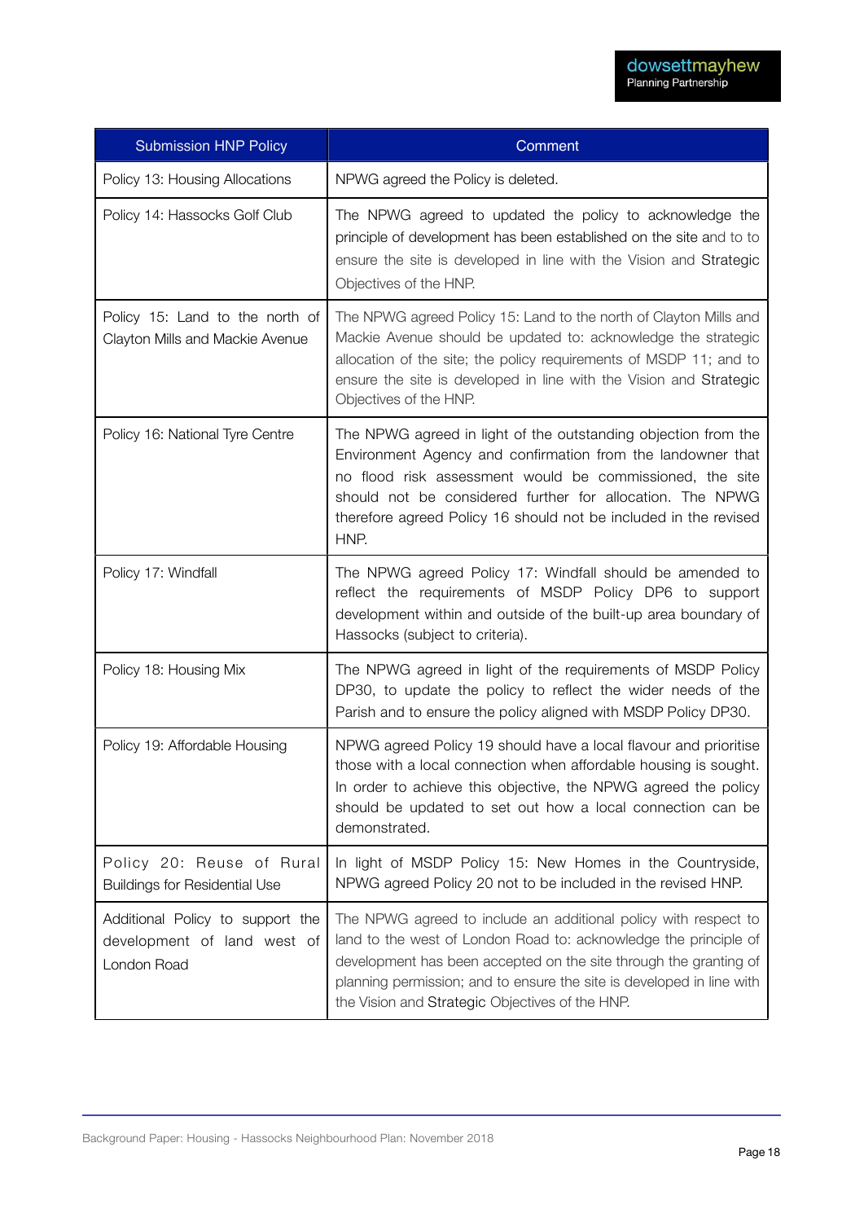| Submission HNP Policy | Comment |
|---|---|
| Policy 13: Housing Allocations | NPWG agreed the Policy is deleted. |
| Policy 14: Hassocks Golf Club | The NPWG agreed to updated the policy to acknowledge the principle of development has been established on the site and to to ensure the site is developed in line with the Vision and Strategic Objectives of the HNP. |
| Policy 15: Land to the north of Clayton Mills and Mackie Avenue | The NPWG agreed Policy 15: Land to the north of Clayton Mills and Mackie Avenue should be updated to: acknowledge the strategic allocation of the site; the policy requirements of MSDP 11; and to ensure the site is developed in line with the Vision and Strategic Objectives of the HNP. |
| Policy 16: National Tyre Centre | The NPWG agreed in light of the outstanding objection from the Environment Agency and confirmation from the landowner that no flood risk assessment would be commissioned, the site should not be considered further for allocation. The NPWG therefore agreed Policy 16 should not be included in the revised HNP. |
| Policy 17: Windfall | The NPWG agreed Policy 17: Windfall should be amended to reflect the requirements of MSDP Policy DP6 to support development within and outside of the built-up area boundary of Hassocks (subject to criteria). |
| Policy 18: Housing Mix | The NPWG agreed in light of the requirements of MSDP Policy DP30, to update the policy to reflect the wider needs of the Parish and to ensure the policy aligned with MSDP Policy DP30. |
| Policy 19: Affordable Housing | NPWG agreed Policy 19 should have a local flavour and prioritise those with a local connection when affordable housing is sought. In order to achieve this objective, the NPWG agreed the policy should be updated to set out how a local connection can be demonstrated. |
| Policy 20: Reuse of Rural Buildings for Residential Use | In light of MSDP Policy 15: New Homes in the Countryside, NPWG agreed Policy 20 not to be included in the revised HNP. |
| Additional Policy to support the development of land west of London Road | The NPWG agreed to include an additional policy with respect to land to the west of London Road to: acknowledge the principle of development has been accepted on the site through the granting of planning permission; and to ensure the site is developed in line with the Vision and Strategic Objectives of the HNP. |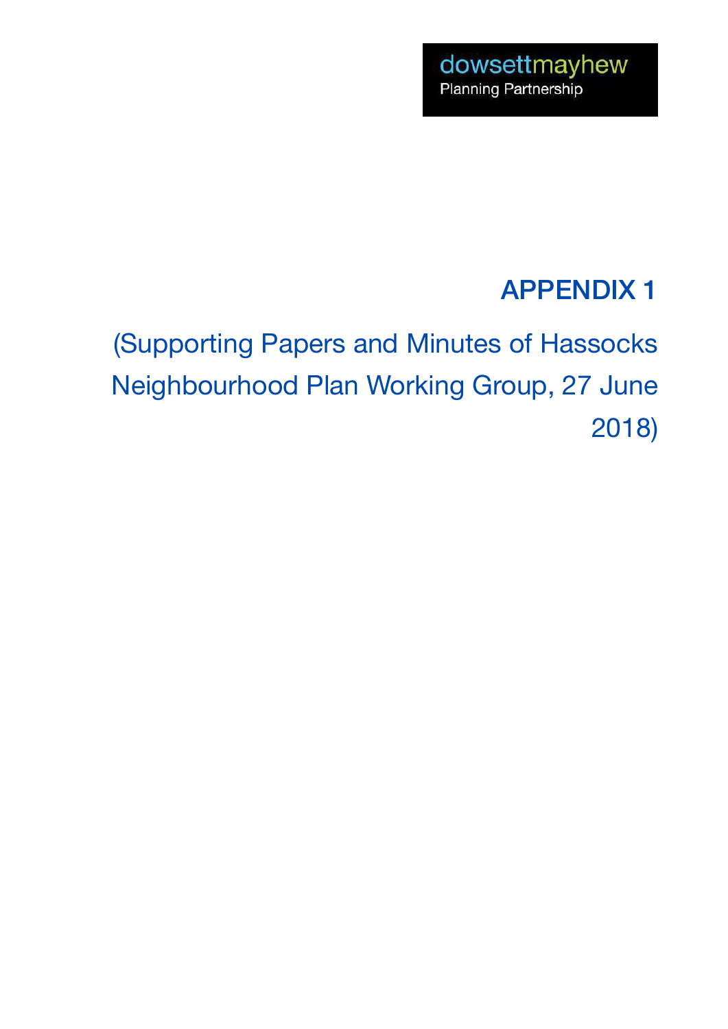dowsettmayhew
Planning Partnership

# APPENDIX 1

(Supporting Papers and Minutes of Hassocks Neighbourhood Plan Working Group, 27 June 2018)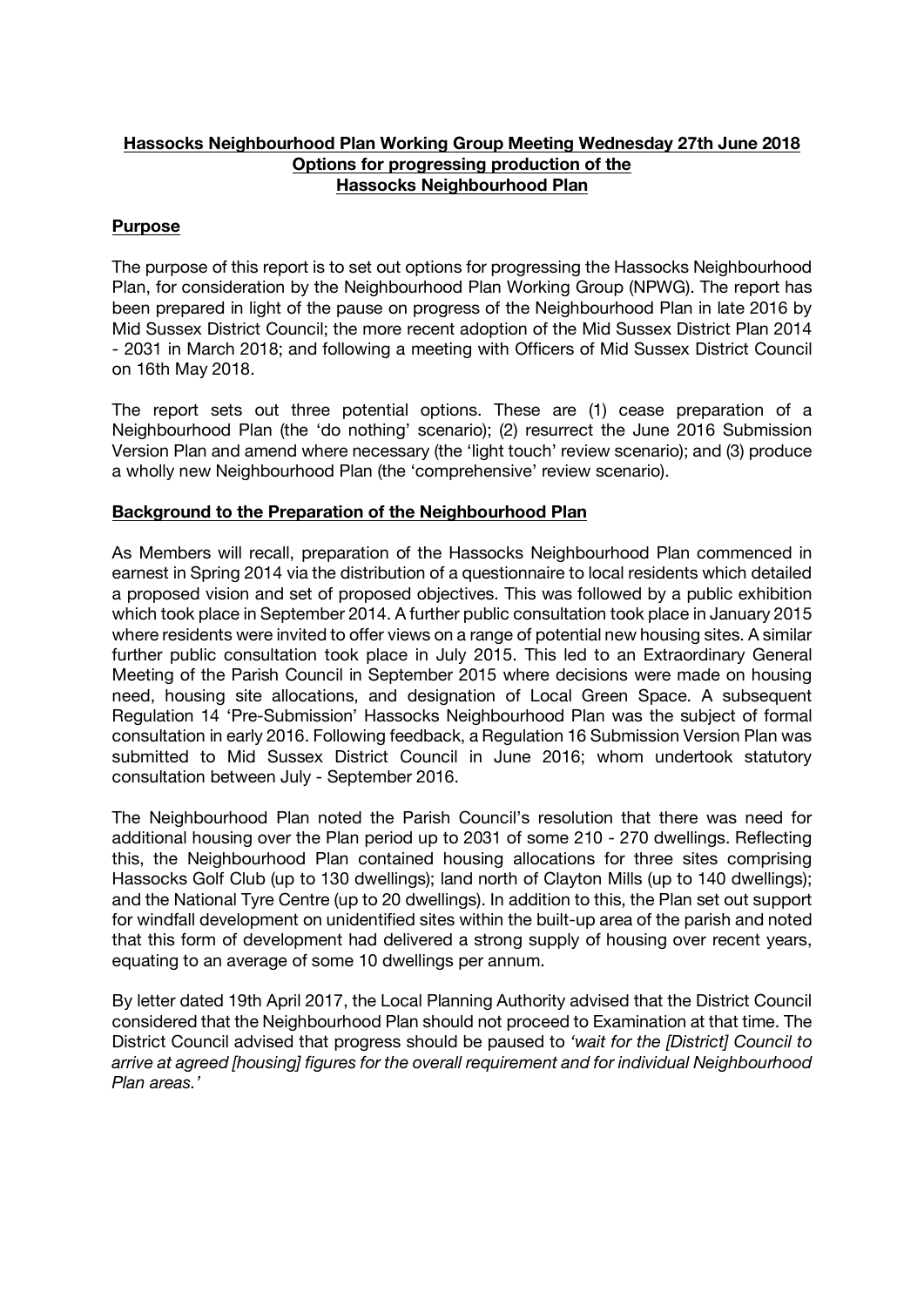**Hassocks Neighbourhood Plan Working Group Meeting Wednesday 27th June 2018**
**Options for progressing production of the**
**Hassocks Neighbourhood Plan**

## Purpose

The purpose of this report is to set out options for progressing the Hassocks Neighbourhood Plan, for consideration by the Neighbourhood Plan Working Group (NPWG). The report has been prepared in light of the pause on progress of the Neighbourhood Plan in late 2016 by Mid Sussex District Council; the more recent adoption of the Mid Sussex District Plan 2014 - 2031 in March 2018; and following a meeting with Officers of Mid Sussex District Council on 16th May 2018.

The report sets out three potential options. These are (1) cease preparation of a Neighbourhood Plan (the 'do nothing' scenario); (2) resurrect the June 2016 Submission Version Plan and amend where necessary (the 'light touch' review scenario); and (3) produce a wholly new Neighbourhood Plan (the 'comprehensive' review scenario).

## Background to the Preparation of the Neighbourhood Plan

As Members will recall, preparation of the Hassocks Neighbourhood Plan commenced in earnest in Spring 2014 via the distribution of a questionnaire to local residents which detailed a proposed vision and set of proposed objectives. This was followed by a public exhibition which took place in September 2014. A further public consultation took place in January 2015 where residents were invited to offer views on a range of potential new housing sites. A similar further public consultation took place in July 2015. This led to an Extraordinary General Meeting of the Parish Council in September 2015 where decisions were made on housing need, housing site allocations, and designation of Local Green Space. A subsequent Regulation 14 'Pre-Submission' Hassocks Neighbourhood Plan was the subject of formal consultation in early 2016. Following feedback, a Regulation 16 Submission Version Plan was submitted to Mid Sussex District Council in June 2016; whom undertook statutory consultation between July - September 2016.

The Neighbourhood Plan noted the Parish Council's resolution that there was need for additional housing over the Plan period up to 2031 of some 210 - 270 dwellings. Reflecting this, the Neighbourhood Plan contained housing allocations for three sites comprising Hassocks Golf Club (up to 130 dwellings); land north of Clayton Mills (up to 140 dwellings); and the National Tyre Centre (up to 20 dwellings). In addition to this, the Plan set out support for windfall development on unidentified sites within the built-up area of the parish and noted that this form of development had delivered a strong supply of housing over recent years, equating to an average of some 10 dwellings per annum.

By letter dated 19th April 2017, the Local Planning Authority advised that the District Council considered that the Neighbourhood Plan should not proceed to Examination at that time. The District Council advised that progress should be paused to *'wait for the [District] Council to arrive at agreed [housing] figures for the overall requirement and for individual Neighbourhood Plan areas.'*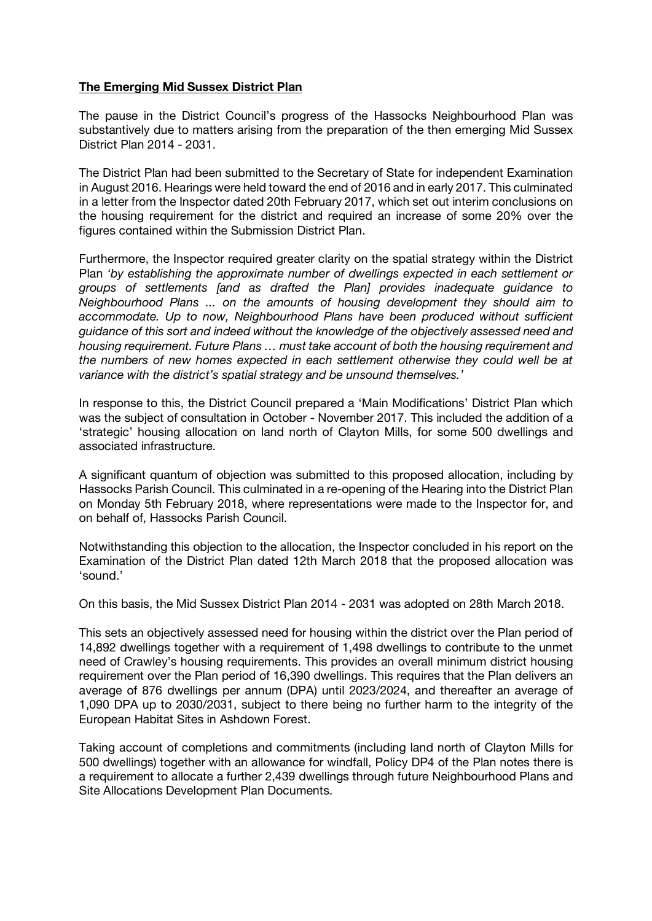**The Emerging Mid Sussex District Plan**

The pause in the District Council's progress of the Hassocks Neighbourhood Plan was substantively due to matters arising from the preparation of the then emerging Mid Sussex District Plan 2014 - 2031.

The District Plan had been submitted to the Secretary of State for independent Examination in August 2016. Hearings were held toward the end of 2016 and in early 2017. This culminated in a letter from the Inspector dated 20th February 2017, which set out interim conclusions on the housing requirement for the district and required an increase of some 20% over the figures contained within the Submission District Plan.

Furthermore, the Inspector required greater clarity on the spatial strategy within the District Plan *'by establishing the approximate number of dwellings expected in each settlement or groups of settlements [and as drafted the Plan] provides inadequate guidance to Neighbourhood Plans ... on the amounts of housing development they should aim to accommodate. Up to now, Neighbourhood Plans have been produced without sufficient guidance of this sort and indeed without the knowledge of the objectively assessed need and housing requirement. Future Plans … must take account of both the housing requirement and the numbers of new homes expected in each settlement otherwise they could well be at variance with the district's spatial strategy and be unsound themselves.'*

In response to this, the District Council prepared a 'Main Modifications' District Plan which was the subject of consultation in October - November 2017. This included the addition of a 'strategic' housing allocation on land north of Clayton Mills, for some 500 dwellings and associated infrastructure.

A significant quantum of objection was submitted to this proposed allocation, including by Hassocks Parish Council. This culminated in a re-opening of the Hearing into the District Plan on Monday 5th February 2018, where representations were made to the Inspector for, and on behalf of, Hassocks Parish Council.

Notwithstanding this objection to the allocation, the Inspector concluded in his report on the Examination of the District Plan dated 12th March 2018 that the proposed allocation was 'sound.'

On this basis, the Mid Sussex District Plan 2014 - 2031 was adopted on 28th March 2018.

This sets an objectively assessed need for housing within the district over the Plan period of 14,892 dwellings together with a requirement of 1,498 dwellings to contribute to the unmet need of Crawley's housing requirements. This provides an overall minimum district housing requirement over the Plan period of 16,390 dwellings. This requires that the Plan delivers an average of 876 dwellings per annum (DPA) until 2023/2024, and thereafter an average of 1,090 DPA up to 2030/2031, subject to there being no further harm to the integrity of the European Habitat Sites in Ashdown Forest.

Taking account of completions and commitments (including land north of Clayton Mills for 500 dwellings) together with an allowance for windfall, Policy DP4 of the Plan notes there is a requirement to allocate a further 2,439 dwellings through future Neighbourhood Plans and Site Allocations Development Plan Documents.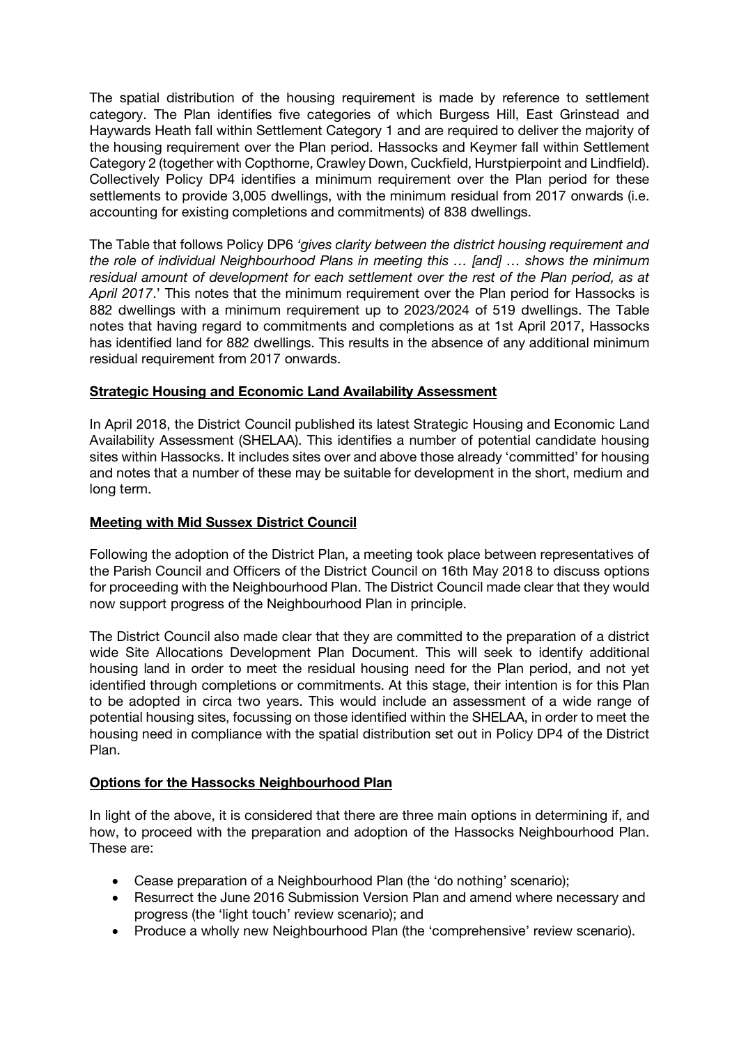The spatial distribution of the housing requirement is made by reference to settlement category. The Plan identifies five categories of which Burgess Hill, East Grinstead and Haywards Heath fall within Settlement Category 1 and are required to deliver the majority of the housing requirement over the Plan period. Hassocks and Keymer fall within Settlement Category 2 (together with Copthorne, Crawley Down, Cuckfield, Hurstpierpoint and Lindfield). Collectively Policy DP4 identifies a minimum requirement over the Plan period for these settlements to provide 3,005 dwellings, with the minimum residual from 2017 onwards (i.e. accounting for existing completions and commitments) of 838 dwellings.

The Table that follows Policy DP6 *'gives clarity between the district housing requirement and the role of individual Neighbourhood Plans in meeting this … [and] … shows the minimum residual amount of development for each settlement over the rest of the Plan period, as at April 2017*.' This notes that the minimum requirement over the Plan period for Hassocks is 882 dwellings with a minimum requirement up to 2023/2024 of 519 dwellings. The Table notes that having regard to commitments and completions as at 1st April 2017, Hassocks has identified land for 882 dwellings. This results in the absence of any additional minimum residual requirement from 2017 onwards.

**Strategic Housing and Economic Land Availability Assessment**

In April 2018, the District Council published its latest Strategic Housing and Economic Land Availability Assessment (SHELAA). This identifies a number of potential candidate housing sites within Hassocks. It includes sites over and above those already 'committed' for housing and notes that a number of these may be suitable for development in the short, medium and long term.

**Meeting with Mid Sussex District Council**

Following the adoption of the District Plan, a meeting took place between representatives of the Parish Council and Officers of the District Council on 16th May 2018 to discuss options for proceeding with the Neighbourhood Plan. The District Council made clear that they would now support progress of the Neighbourhood Plan in principle.

The District Council also made clear that they are committed to the preparation of a district wide Site Allocations Development Plan Document. This will seek to identify additional housing land in order to meet the residual housing need for the Plan period, and not yet identified through completions or commitments. At this stage, their intention is for this Plan to be adopted in circa two years. This would include an assessment of a wide range of potential housing sites, focussing on those identified within the SHELAA, in order to meet the housing need in compliance with the spatial distribution set out in Policy DP4 of the District Plan.

**Options for the Hassocks Neighbourhood Plan**

In light of the above, it is considered that there are three main options in determining if, and how, to proceed with the preparation and adoption of the Hassocks Neighbourhood Plan. These are:

- Cease preparation of a Neighbourhood Plan (the 'do nothing' scenario);
- Resurrect the June 2016 Submission Version Plan and amend where necessary and progress (the 'light touch' review scenario); and
- Produce a wholly new Neighbourhood Plan (the 'comprehensive' review scenario).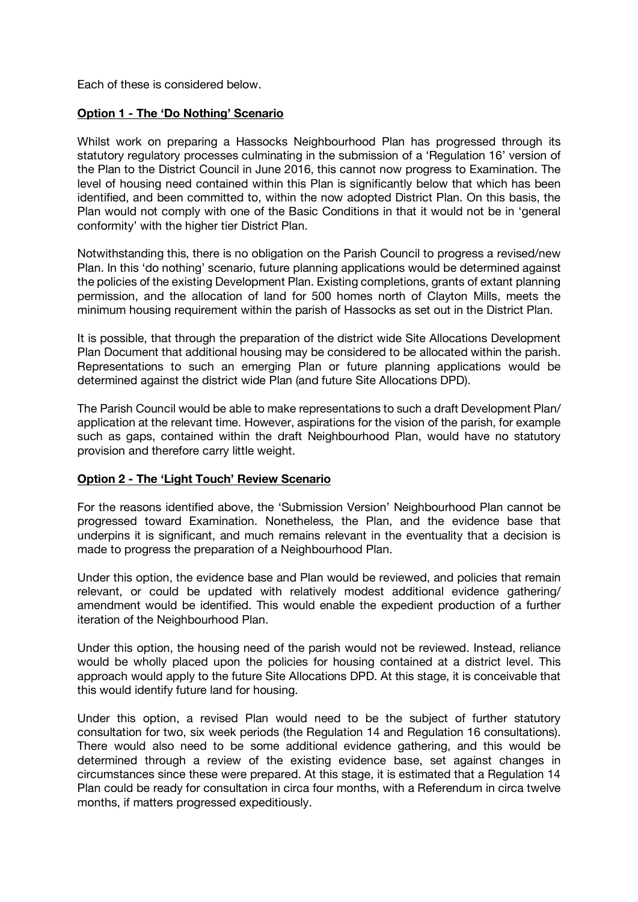Each of these is considered below.

**Option 1 - The 'Do Nothing' Scenario**

Whilst work on preparing a Hassocks Neighbourhood Plan has progressed through its statutory regulatory processes culminating in the submission of a 'Regulation 16' version of the Plan to the District Council in June 2016, this cannot now progress to Examination. The level of housing need contained within this Plan is significantly below that which has been identified, and been committed to, within the now adopted District Plan. On this basis, the Plan would not comply with one of the Basic Conditions in that it would not be in 'general conformity' with the higher tier District Plan.

Notwithstanding this, there is no obligation on the Parish Council to progress a revised/new Plan. In this 'do nothing' scenario, future planning applications would be determined against the policies of the existing Development Plan. Existing completions, grants of extant planning permission, and the allocation of land for 500 homes north of Clayton Mills, meets the minimum housing requirement within the parish of Hassocks as set out in the District Plan.

It is possible, that through the preparation of the district wide Site Allocations Development Plan Document that additional housing may be considered to be allocated within the parish. Representations to such an emerging Plan or future planning applications would be determined against the district wide Plan (and future Site Allocations DPD).

The Parish Council would be able to make representations to such a draft Development Plan/ application at the relevant time. However, aspirations for the vision of the parish, for example such as gaps, contained within the draft Neighbourhood Plan, would have no statutory provision and therefore carry little weight.

**Option 2 - The 'Light Touch' Review Scenario**

For the reasons identified above, the 'Submission Version' Neighbourhood Plan cannot be progressed toward Examination. Nonetheless, the Plan, and the evidence base that underpins it is significant, and much remains relevant in the eventuality that a decision is made to progress the preparation of a Neighbourhood Plan.

Under this option, the evidence base and Plan would be reviewed, and policies that remain relevant, or could be updated with relatively modest additional evidence gathering/ amendment would be identified. This would enable the expedient production of a further iteration of the Neighbourhood Plan.

Under this option, the housing need of the parish would not be reviewed. Instead, reliance would be wholly placed upon the policies for housing contained at a district level. This approach would apply to the future Site Allocations DPD. At this stage, it is conceivable that this would identify future land for housing.

Under this option, a revised Plan would need to be the subject of further statutory consultation for two, six week periods (the Regulation 14 and Regulation 16 consultations). There would also need to be some additional evidence gathering, and this would be determined through a review of the existing evidence base, set against changes in circumstances since these were prepared. At this stage, it is estimated that a Regulation 14 Plan could be ready for consultation in circa four months, with a Referendum in circa twelve months, if matters progressed expeditiously.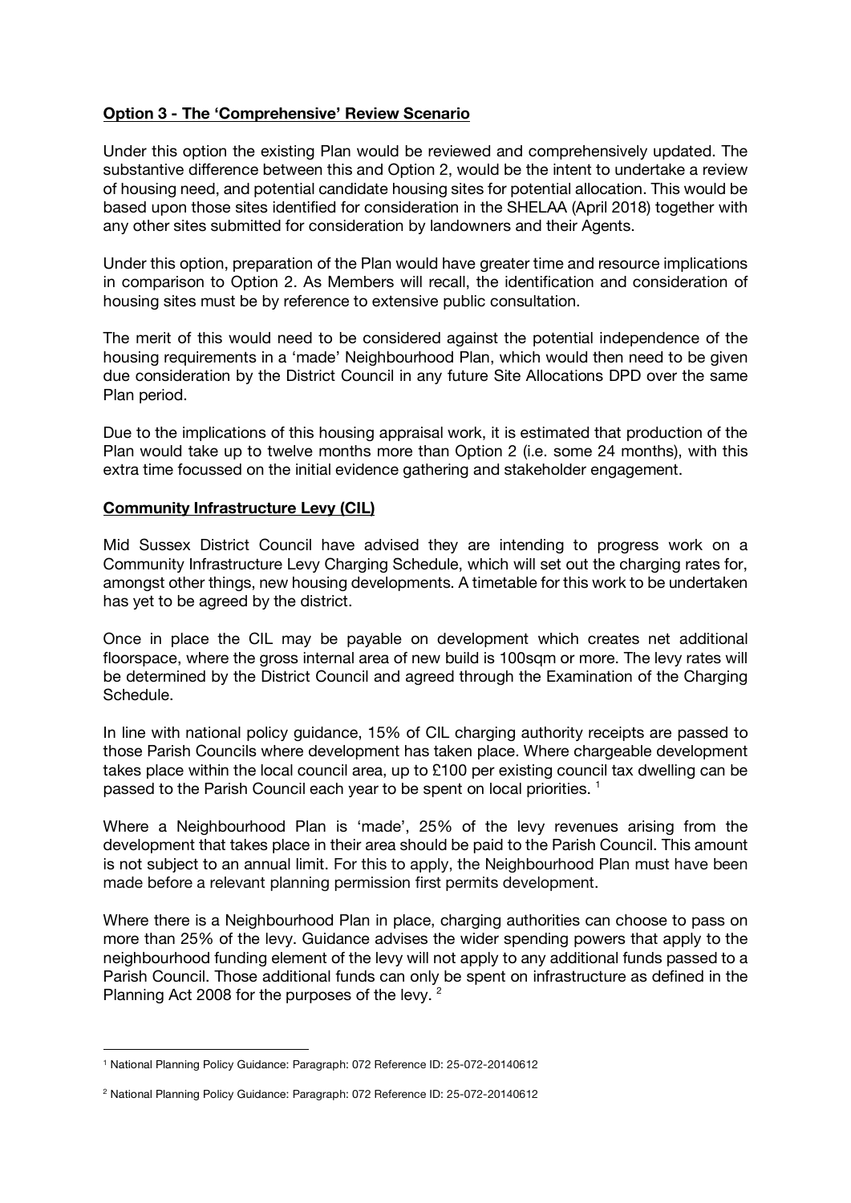**Option 3 - The 'Comprehensive' Review Scenario**

Under this option the existing Plan would be reviewed and comprehensively updated. The substantive difference between this and Option 2, would be the intent to undertake a review of housing need, and potential candidate housing sites for potential allocation. This would be based upon those sites identified for consideration in the SHELAA (April 2018) together with any other sites submitted for consideration by landowners and their Agents.

Under this option, preparation of the Plan would have greater time and resource implications in comparison to Option 2. As Members will recall, the identification and consideration of housing sites must be by reference to extensive public consultation.

The merit of this would need to be considered against the potential independence of the housing requirements in a 'made' Neighbourhood Plan, which would then need to be given due consideration by the District Council in any future Site Allocations DPD over the same Plan period.

Due to the implications of this housing appraisal work, it is estimated that production of the Plan would take up to twelve months more than Option 2 (i.e. some 24 months), with this extra time focussed on the initial evidence gathering and stakeholder engagement.

**Community Infrastructure Levy (CIL)**

Mid Sussex District Council have advised they are intending to progress work on a Community Infrastructure Levy Charging Schedule, which will set out the charging rates for, amongst other things, new housing developments. A timetable for this work to be undertaken has yet to be agreed by the district.

Once in place the CIL may be payable on development which creates net additional floorspace, where the gross internal area of new build is 100sqm or more. The levy rates will be determined by the District Council and agreed through the Examination of the Charging Schedule.

In line with national policy guidance, 15% of CIL charging authority receipts are passed to those Parish Councils where development has taken place. Where chargeable development takes place within the local council area, up to £100 per existing council tax dwelling can be passed to the Parish Council each year to be spent on local priorities. [1]

Where a Neighbourhood Plan is 'made', 25% of the levy revenues arising from the development that takes place in their area should be paid to the Parish Council. This amount is not subject to an annual limit. For this to apply, the Neighbourhood Plan must have been made before a relevant planning permission first permits development.

Where there is a Neighbourhood Plan in place, charging authorities can choose to pass on more than 25% of the levy. Guidance advises the wider spending powers that apply to the neighbourhood funding element of the levy will not apply to any additional funds passed to a Parish Council. Those additional funds can only be spent on infrastructure as defined in the Planning Act 2008 for the purposes of the levy. [2]

---

[1] National Planning Policy Guidance: Paragraph: 072 Reference ID: 25-072-20140612

[2] National Planning Policy Guidance: Paragraph: 072 Reference ID: 25-072-20140612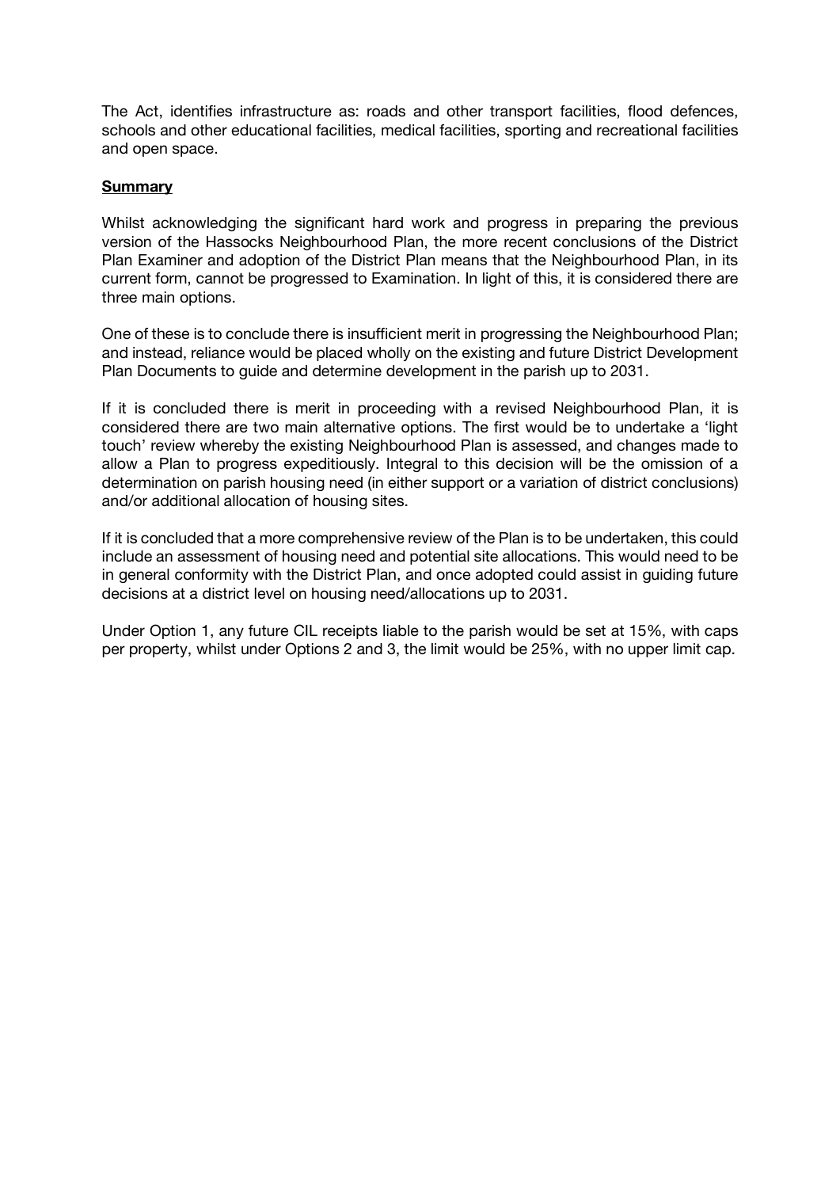The Act, identifies infrastructure as: roads and other transport facilities, flood defences, schools and other educational facilities, medical facilities, sporting and recreational facilities and open space.

**Summary**

Whilst acknowledging the significant hard work and progress in preparing the previous version of the Hassocks Neighbourhood Plan, the more recent conclusions of the District Plan Examiner and adoption of the District Plan means that the Neighbourhood Plan, in its current form, cannot be progressed to Examination. In light of this, it is considered there are three main options.

One of these is to conclude there is insufficient merit in progressing the Neighbourhood Plan; and instead, reliance would be placed wholly on the existing and future District Development Plan Documents to guide and determine development in the parish up to 2031.

If it is concluded there is merit in proceeding with a revised Neighbourhood Plan, it is considered there are two main alternative options. The first would be to undertake a 'light touch' review whereby the existing Neighbourhood Plan is assessed, and changes made to allow a Plan to progress expeditiously. Integral to this decision will be the omission of a determination on parish housing need (in either support or a variation of district conclusions) and/or additional allocation of housing sites.

If it is concluded that a more comprehensive review of the Plan is to be undertaken, this could include an assessment of housing need and potential site allocations. This would need to be in general conformity with the District Plan, and once adopted could assist in guiding future decisions at a district level on housing need/allocations up to 2031.

Under Option 1, any future CIL receipts liable to the parish would be set at 15%, with caps per property, whilst under Options 2 and 3, the limit would be 25%, with no upper limit cap.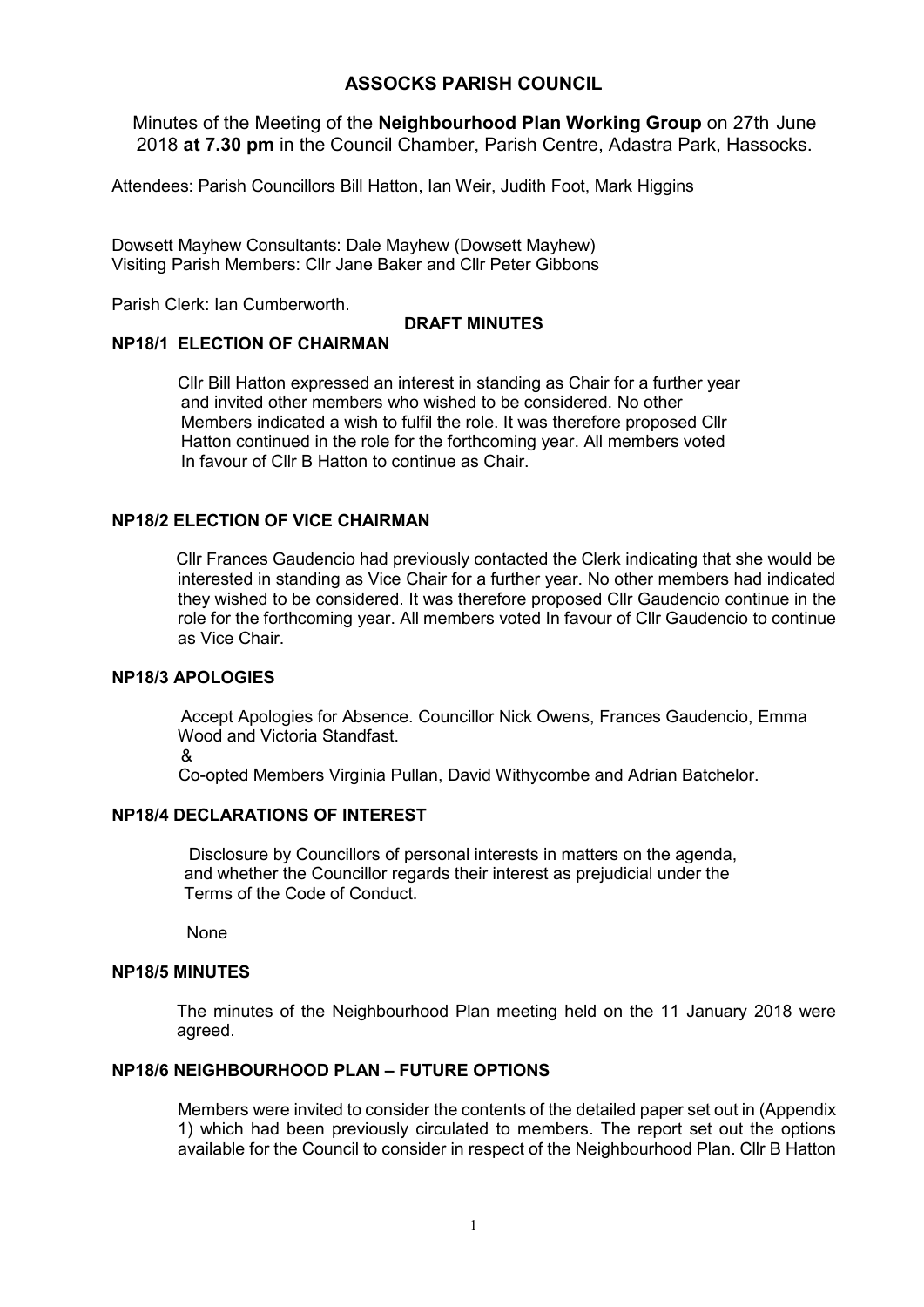# ASSOCKS PARISH COUNCIL

Minutes of the Meeting of the **Neighbourhood Plan Working Group** on 27th June 2018 **at 7.30 pm** in the Council Chamber, Parish Centre, Adastra Park, Hassocks.

Attendees: Parish Councillors Bill Hatton, Ian Weir, Judith Foot, Mark Higgins

Dowsett Mayhew Consultants: Dale Mayhew (Dowsett Mayhew)
Visiting Parish Members: Cllr Jane Baker and Cllr Peter Gibbons

Parish Clerk: Ian Cumberworth.

**DRAFT MINUTES**

## NP18/1 ELECTION OF CHAIRMAN

Cllr Bill Hatton expressed an interest in standing as Chair for a further year and invited other members who wished to be considered. No other Members indicated a wish to fulfil the role. It was therefore proposed Cllr Hatton continued in the role for the forthcoming year. All members voted In favour of Cllr B Hatton to continue as Chair.

## NP18/2 ELECTION OF VICE CHAIRMAN

Cllr Frances Gaudencio had previously contacted the Clerk indicating that she would be interested in standing as Vice Chair for a further year. No other members had indicated they wished to be considered. It was therefore proposed Cllr Gaudencio continue in the role for the forthcoming year. All members voted In favour of Cllr Gaudencio to continue as Vice Chair.

## NP18/3 APOLOGIES

Accept Apologies for Absence. Councillor Nick Owens, Frances Gaudencio, Emma Wood and Victoria Standfast.
&
Co-opted Members Virginia Pullan, David Withycombe and Adrian Batchelor.

## NP18/4 DECLARATIONS OF INTEREST

Disclosure by Councillors of personal interests in matters on the agenda, and whether the Councillor regards their interest as prejudicial under the Terms of the Code of Conduct.

None

## NP18/5 MINUTES

The minutes of the Neighbourhood Plan meeting held on the 11 January 2018 were agreed.

## NP18/6 NEIGHBOURHOOD PLAN – FUTURE OPTIONS

Members were invited to consider the contents of the detailed paper set out in (Appendix 1) which had been previously circulated to members. The report set out the options available for the Council to consider in respect of the Neighbourhood Plan. Cllr B Hatton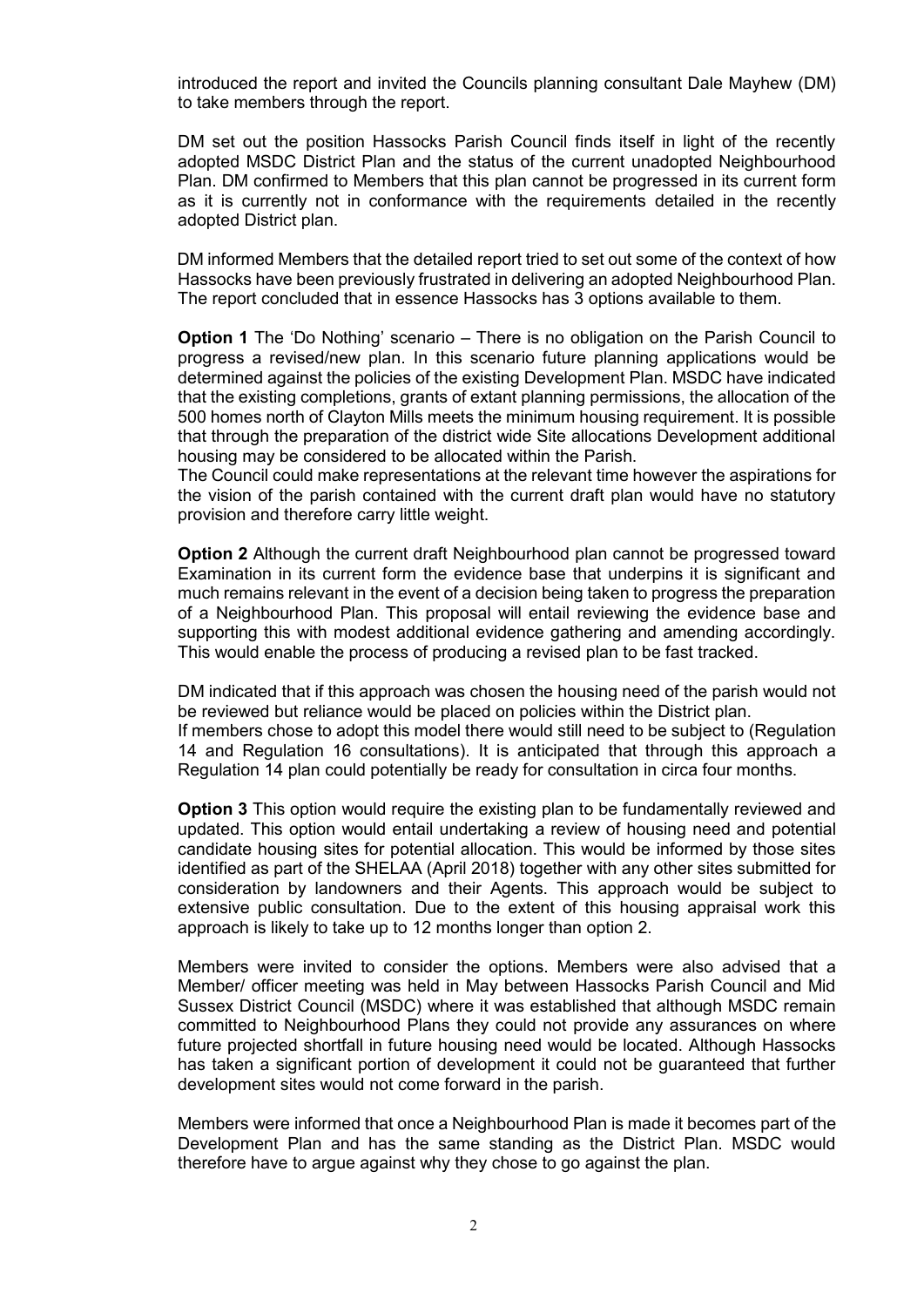introduced the report and invited the Councils planning consultant Dale Mayhew (DM) to take members through the report.

DM set out the position Hassocks Parish Council finds itself in light of the recently adopted MSDC District Plan and the status of the current unadopted Neighbourhood Plan. DM confirmed to Members that this plan cannot be progressed in its current form as it is currently not in conformance with the requirements detailed in the recently adopted District plan.

DM informed Members that the detailed report tried to set out some of the context of how Hassocks have been previously frustrated in delivering an adopted Neighbourhood Plan. The report concluded that in essence Hassocks has 3 options available to them.

**Option 1** The 'Do Nothing' scenario – There is no obligation on the Parish Council to progress a revised/new plan. In this scenario future planning applications would be determined against the policies of the existing Development Plan. MSDC have indicated that the existing completions, grants of extant planning permissions, the allocation of the 500 homes north of Clayton Mills meets the minimum housing requirement. It is possible that through the preparation of the district wide Site allocations Development additional housing may be considered to be allocated within the Parish.
The Council could make representations at the relevant time however the aspirations for the vision of the parish contained with the current draft plan would have no statutory provision and therefore carry little weight.

**Option 2** Although the current draft Neighbourhood plan cannot be progressed toward Examination in its current form the evidence base that underpins it is significant and much remains relevant in the event of a decision being taken to progress the preparation of a Neighbourhood Plan. This proposal will entail reviewing the evidence base and supporting this with modest additional evidence gathering and amending accordingly. This would enable the process of producing a revised plan to be fast tracked.

DM indicated that if this approach was chosen the housing need of the parish would not be reviewed but reliance would be placed on policies within the District plan.
If members chose to adopt this model there would still need to be subject to (Regulation 14 and Regulation 16 consultations). It is anticipated that through this approach a Regulation 14 plan could potentially be ready for consultation in circa four months.

**Option 3** This option would require the existing plan to be fundamentally reviewed and updated. This option would entail undertaking a review of housing need and potential candidate housing sites for potential allocation. This would be informed by those sites identified as part of the SHELAA (April 2018) together with any other sites submitted for consideration by landowners and their Agents. This approach would be subject to extensive public consultation. Due to the extent of this housing appraisal work this approach is likely to take up to 12 months longer than option 2.

Members were invited to consider the options. Members were also advised that a Member/ officer meeting was held in May between Hassocks Parish Council and Mid Sussex District Council (MSDC) where it was established that although MSDC remain committed to Neighbourhood Plans they could not provide any assurances on where future projected shortfall in future housing need would be located. Although Hassocks has taken a significant portion of development it could not be guaranteed that further development sites would not come forward in the parish.

Members were informed that once a Neighbourhood Plan is made it becomes part of the Development Plan and has the same standing as the District Plan. MSDC would therefore have to argue against why they chose to go against the plan.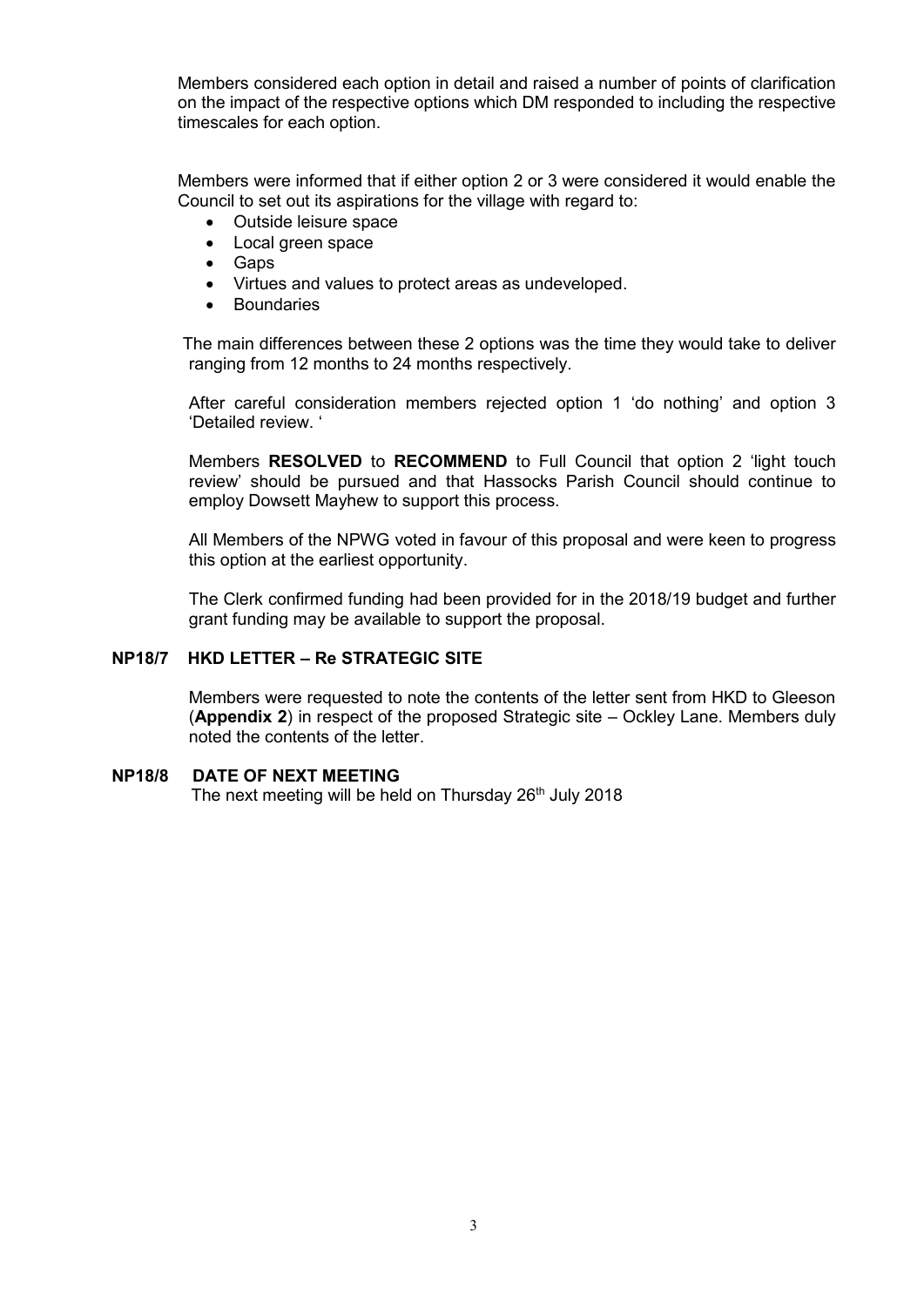Members considered each option in detail and raised a number of points of clarification on the impact of the respective options which DM responded to including the respective timescales for each option.

Members were informed that if either option 2 or 3 were considered it would enable the Council to set out its aspirations for the village with regard to:

- Outside leisure space
- Local green space
- Gaps
- Virtues and values to protect areas as undeveloped.
- Boundaries

The main differences between these 2 options was the time they would take to deliver ranging from 12 months to 24 months respectively.

After careful consideration members rejected option 1 'do nothing' and option 3 'Detailed review. '

Members **RESOLVED** to **RECOMMEND** to Full Council that option 2 'light touch review' should be pursued and that Hassocks Parish Council should continue to employ Dowsett Mayhew to support this process.

All Members of the NPWG voted in favour of this proposal and were keen to progress this option at the earliest opportunity.

The Clerk confirmed funding had been provided for in the 2018/19 budget and further grant funding may be available to support the proposal.

**NP18/7 HKD LETTER – Re STRATEGIC SITE**

Members were requested to note the contents of the letter sent from HKD to Gleeson (**Appendix 2**) in respect of the proposed Strategic site – Ockley Lane. Members duly noted the contents of the letter.

**NP18/8 DATE OF NEXT MEETING**

The next meeting will be held on Thursday 26th July 2018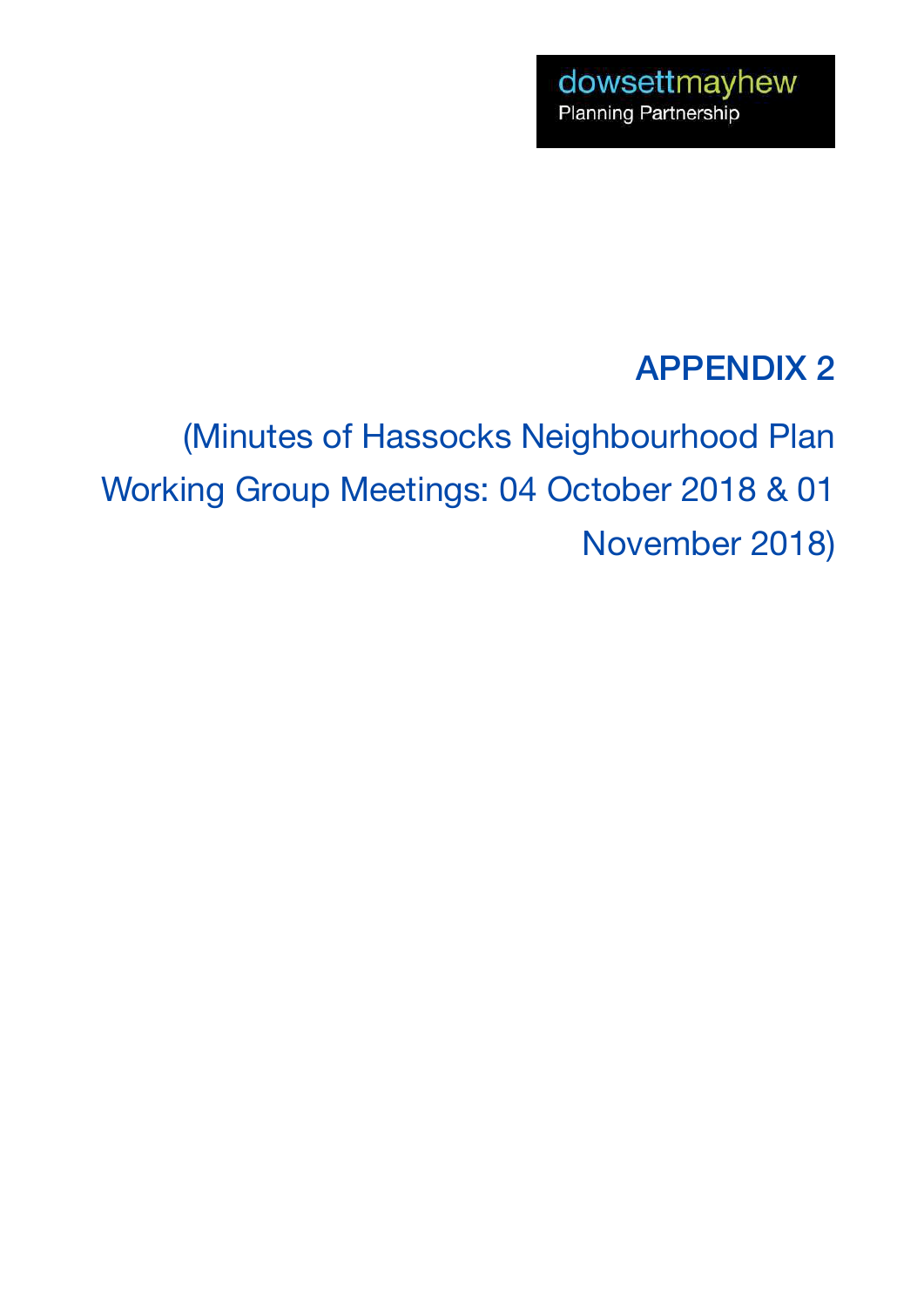dowsettmayhew
Planning Partnership

# APPENDIX 2

(Minutes of Hassocks Neighbourhood Plan Working Group Meetings: 04 October 2018 & 01 November 2018)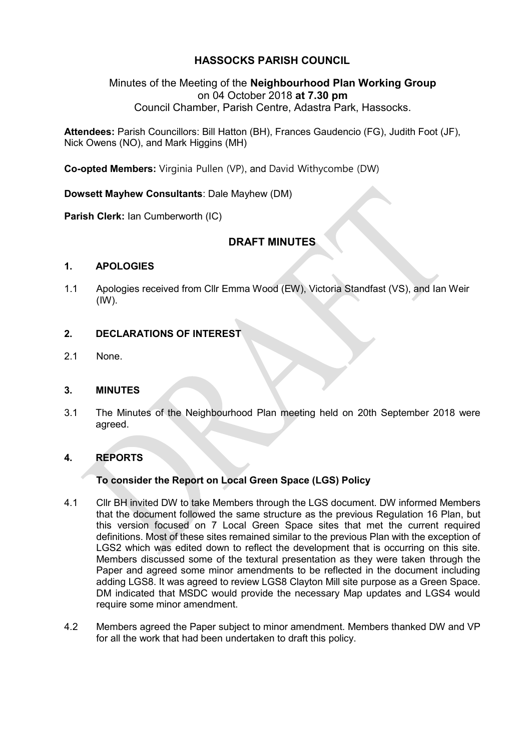# HASSOCKS PARISH COUNCIL

Minutes of the Meeting of the **Neighbourhood Plan Working Group** on 04 October 2018 **at 7.30 pm**
Council Chamber, Parish Centre, Adastra Park, Hassocks.

**Attendees:** Parish Councillors: Bill Hatton (BH), Frances Gaudencio (FG), Judith Foot (JF), Nick Owens (NO), and Mark Higgins (MH)

**Co-opted Members:** Virginia Pullen (VP), and David Withycombe (DW)

**Dowsett Mayhew Consultants**: Dale Mayhew (DM)

**Parish Clerk:** Ian Cumberworth (IC)

## DRAFT MINUTES

### 1. APOLOGIES

1.1 Apologies received from Cllr Emma Wood (EW), Victoria Standfast (VS), and Ian Weir (IW).

### 2. DECLARATIONS OF INTEREST

2.1 None.

### 3. MINUTES

3.1 The Minutes of the Neighbourhood Plan meeting held on 20th September 2018 were agreed.

### 4. REPORTS

**To consider the Report on Local Green Space (LGS) Policy**

4.1 Cllr BH invited DW to take Members through the LGS document. DW informed Members that the document followed the same structure as the previous Regulation 16 Plan, but this version focused on 7 Local Green Space sites that met the current required definitions. Most of these sites remained similar to the previous Plan with the exception of LGS2 which was edited down to reflect the development that is occurring on this site. Members discussed some of the textural presentation as they were taken through the Paper and agreed some minor amendments to be reflected in the document including adding LGS8. It was agreed to review LGS8 Clayton Mill site purpose as a Green Space. DM indicated that MSDC would provide the necessary Map updates and LGS4 would require some minor amendment.

4.2 Members agreed the Paper subject to minor amendment. Members thanked DW and VP for all the work that had been undertaken to draft this policy.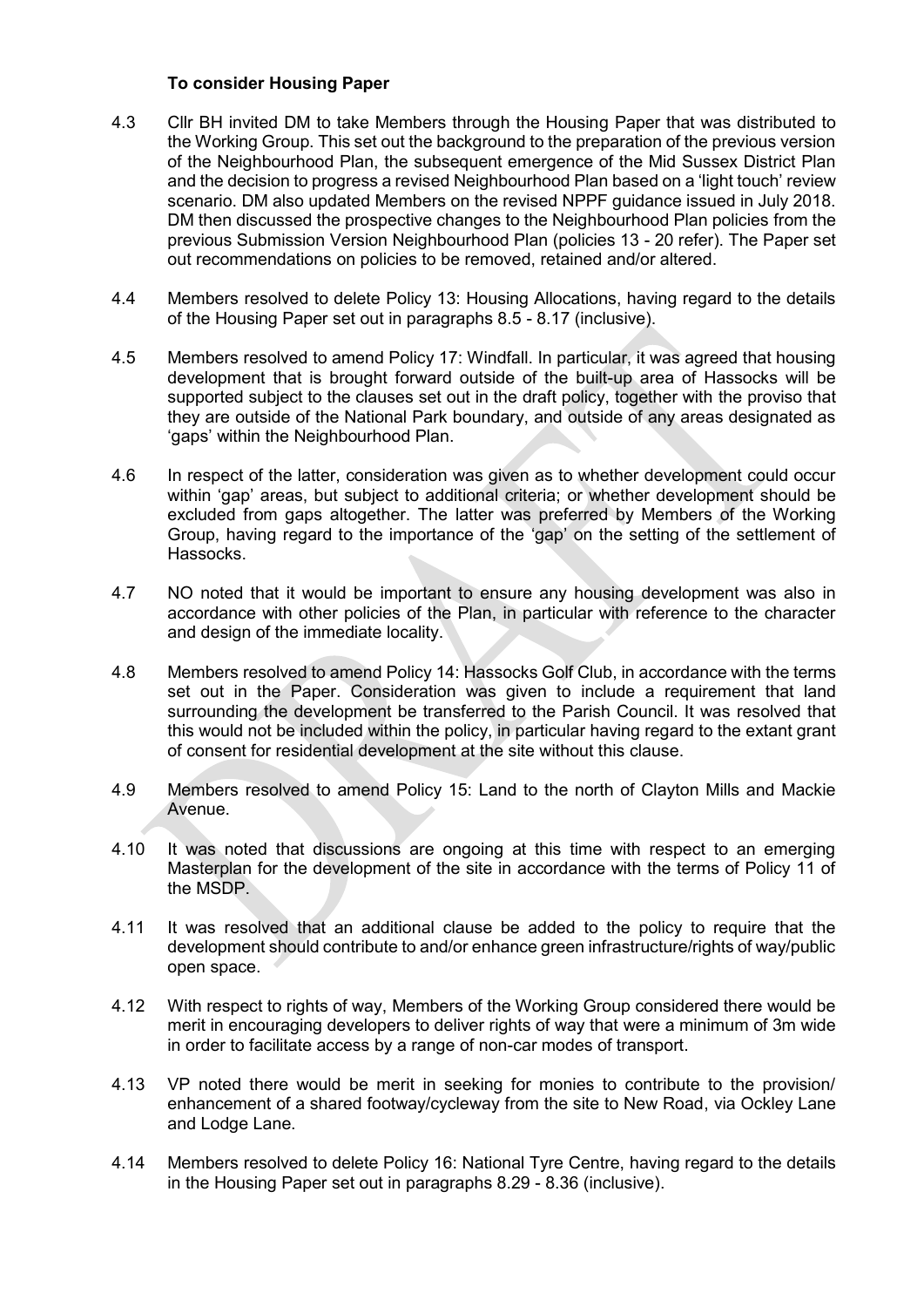**To consider Housing Paper**

4.3 Cllr BH invited DM to take Members through the Housing Paper that was distributed to the Working Group. This set out the background to the preparation of the previous version of the Neighbourhood Plan, the subsequent emergence of the Mid Sussex District Plan and the decision to progress a revised Neighbourhood Plan based on a 'light touch' review scenario. DM also updated Members on the revised NPPF guidance issued in July 2018. DM then discussed the prospective changes to the Neighbourhood Plan policies from the previous Submission Version Neighbourhood Plan (policies 13 - 20 refer). The Paper set out recommendations on policies to be removed, retained and/or altered.

4.4 Members resolved to delete Policy 13: Housing Allocations, having regard to the details of the Housing Paper set out in paragraphs 8.5 - 8.17 (inclusive).

4.5 Members resolved to amend Policy 17: Windfall. In particular, it was agreed that housing development that is brought forward outside of the built-up area of Hassocks will be supported subject to the clauses set out in the draft policy, together with the proviso that they are outside of the National Park boundary, and outside of any areas designated as 'gaps' within the Neighbourhood Plan.

4.6 In respect of the latter, consideration was given as to whether development could occur within 'gap' areas, but subject to additional criteria; or whether development should be excluded from gaps altogether. The latter was preferred by Members of the Working Group, having regard to the importance of the 'gap' on the setting of the settlement of Hassocks.

4.7 NO noted that it would be important to ensure any housing development was also in accordance with other policies of the Plan, in particular with reference to the character and design of the immediate locality.

4.8 Members resolved to amend Policy 14: Hassocks Golf Club, in accordance with the terms set out in the Paper. Consideration was given to include a requirement that land surrounding the development be transferred to the Parish Council. It was resolved that this would not be included within the policy, in particular having regard to the extant grant of consent for residential development at the site without this clause.

4.9 Members resolved to amend Policy 15: Land to the north of Clayton Mills and Mackie Avenue.

4.10 It was noted that discussions are ongoing at this time with respect to an emerging Masterplan for the development of the site in accordance with the terms of Policy 11 of the MSDP.

4.11 It was resolved that an additional clause be added to the policy to require that the development should contribute to and/or enhance green infrastructure/rights of way/public open space.

4.12 With respect to rights of way, Members of the Working Group considered there would be merit in encouraging developers to deliver rights of way that were a minimum of 3m wide in order to facilitate access by a range of non-car modes of transport.

4.13 VP noted there would be merit in seeking for monies to contribute to the provision/ enhancement of a shared footway/cycleway from the site to New Road, via Ockley Lane and Lodge Lane.

4.14 Members resolved to delete Policy 16: National Tyre Centre, having regard to the details in the Housing Paper set out in paragraphs 8.29 - 8.36 (inclusive).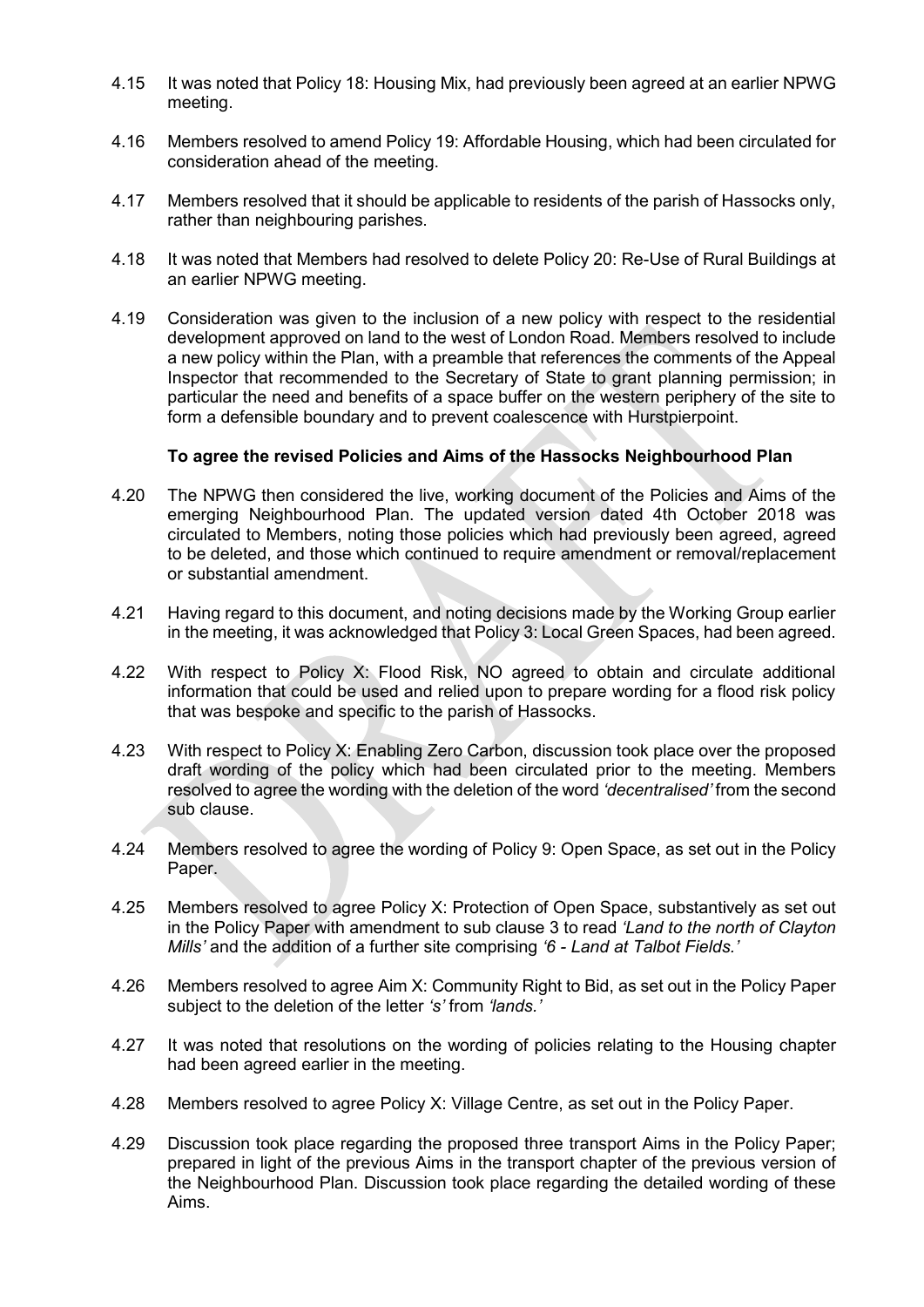4.15 It was noted that Policy 18: Housing Mix, had previously been agreed at an earlier NPWG meeting.

4.16 Members resolved to amend Policy 19: Affordable Housing, which had been circulated for consideration ahead of the meeting.

4.17 Members resolved that it should be applicable to residents of the parish of Hassocks only, rather than neighbouring parishes.

4.18 It was noted that Members had resolved to delete Policy 20: Re-Use of Rural Buildings at an earlier NPWG meeting.

4.19 Consideration was given to the inclusion of a new policy with respect to the residential development approved on land to the west of London Road. Members resolved to include a new policy within the Plan, with a preamble that references the comments of the Appeal Inspector that recommended to the Secretary of State to grant planning permission; in particular the need and benefits of a space buffer on the western periphery of the site to form a defensible boundary and to prevent coalescence with Hurstpierpoint.

**To agree the revised Policies and Aims of the Hassocks Neighbourhood Plan**

4.20 The NPWG then considered the live, working document of the Policies and Aims of the emerging Neighbourhood Plan. The updated version dated 4th October 2018 was circulated to Members, noting those policies which had previously been agreed, agreed to be deleted, and those which continued to require amendment or removal/replacement or substantial amendment.

4.21 Having regard to this document, and noting decisions made by the Working Group earlier in the meeting, it was acknowledged that Policy 3: Local Green Spaces, had been agreed.

4.22 With respect to Policy X: Flood Risk, NO agreed to obtain and circulate additional information that could be used and relied upon to prepare wording for a flood risk policy that was bespoke and specific to the parish of Hassocks.

4.23 With respect to Policy X: Enabling Zero Carbon, discussion took place over the proposed draft wording of the policy which had been circulated prior to the meeting. Members resolved to agree the wording with the deletion of the word *'decentralised'* from the second sub clause.

4.24 Members resolved to agree the wording of Policy 9: Open Space, as set out in the Policy Paper.

4.25 Members resolved to agree Policy X: Protection of Open Space, substantively as set out in the Policy Paper with amendment to sub clause 3 to read *'Land to the north of Clayton Mills'* and the addition of a further site comprising *'6 - Land at Talbot Fields.'*

4.26 Members resolved to agree Aim X: Community Right to Bid, as set out in the Policy Paper subject to the deletion of the letter *'s'* from *'lands.'*

4.27 It was noted that resolutions on the wording of policies relating to the Housing chapter had been agreed earlier in the meeting.

4.28 Members resolved to agree Policy X: Village Centre, as set out in the Policy Paper.

4.29 Discussion took place regarding the proposed three transport Aims in the Policy Paper; prepared in light of the previous Aims in the transport chapter of the previous version of the Neighbourhood Plan. Discussion took place regarding the detailed wording of these Aims.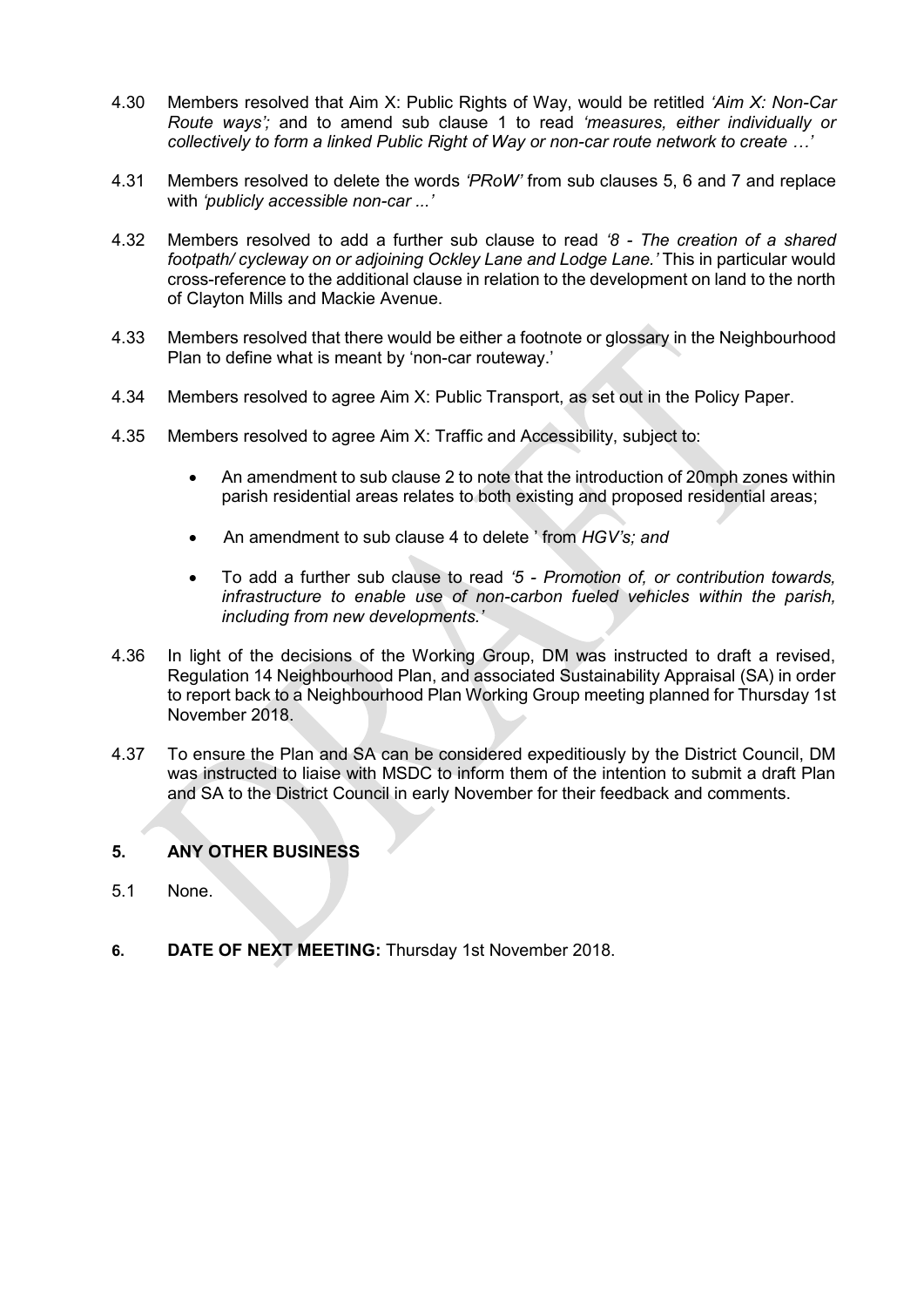4.30 Members resolved that Aim X: Public Rights of Way, would be retitled *'Aim X: Non-Car Route ways';* and to amend sub clause 1 to read *'measures, either individually or collectively to form a linked Public Right of Way or non-car route network to create …'*

4.31 Members resolved to delete the words *'PRoW'* from sub clauses 5, 6 and 7 and replace with *'publicly accessible non-car ...'*

4.32 Members resolved to add a further sub clause to read *'8 - The creation of a shared footpath/ cycleway on or adjoining Ockley Lane and Lodge Lane.'* This in particular would cross-reference to the additional clause in relation to the development on land to the north of Clayton Mills and Mackie Avenue.

4.33 Members resolved that there would be either a footnote or glossary in the Neighbourhood Plan to define what is meant by 'non-car routeway.'

4.34 Members resolved to agree Aim X: Public Transport, as set out in the Policy Paper.

4.35 Members resolved to agree Aim X: Traffic and Accessibility, subject to:

- An amendment to sub clause 2 to note that the introduction of 20mph zones within parish residential areas relates to both existing and proposed residential areas;
- An amendment to sub clause 4 to delete ' from *HGV's; and*
- To add a further sub clause to read *'5 - Promotion of, or contribution towards, infrastructure to enable use of non-carbon fueled vehicles within the parish, including from new developments.'*

4.36 In light of the decisions of the Working Group, DM was instructed to draft a revised, Regulation 14 Neighbourhood Plan, and associated Sustainability Appraisal (SA) in order to report back to a Neighbourhood Plan Working Group meeting planned for Thursday 1st November 2018.

4.37 To ensure the Plan and SA can be considered expeditiously by the District Council, DM was instructed to liaise with MSDC to inform them of the intention to submit a draft Plan and SA to the District Council in early November for their feedback and comments.

## 5. ANY OTHER BUSINESS

5.1 None.

## 6. DATE OF NEXT MEETING: Thursday 1st November 2018.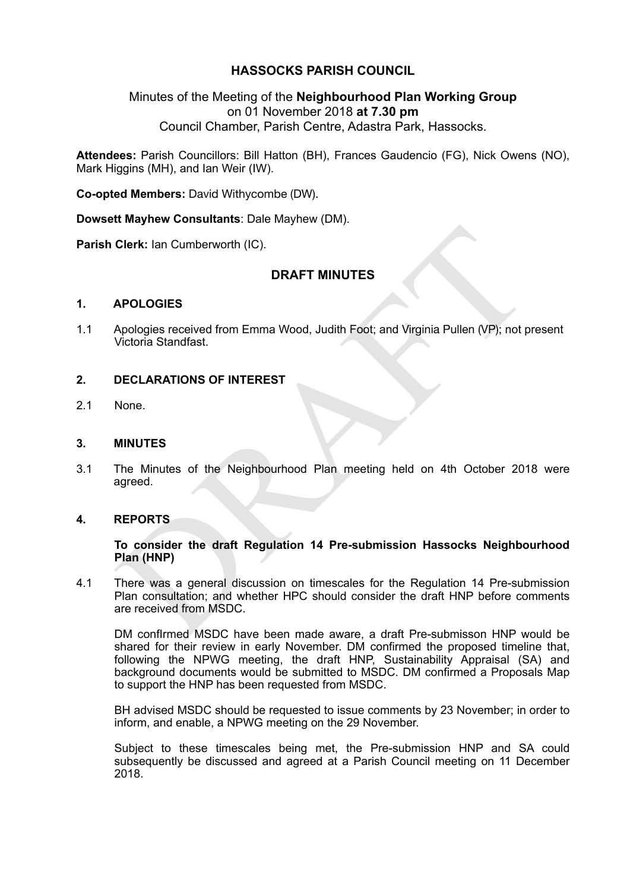# HASSOCKS PARISH COUNCIL

Minutes of the Meeting of the **Neighbourhood Plan Working Group**
on 01 November 2018 **at 7.30 pm**
Council Chamber, Parish Centre, Adastra Park, Hassocks.

**Attendees:** Parish Councillors: Bill Hatton (BH), Frances Gaudencio (FG), Nick Owens (NO), Mark Higgins (MH), and Ian Weir (IW).

**Co-opted Members:** David Withycombe (DW).

**Dowsett Mayhew Consultants**: Dale Mayhew (DM).

**Parish Clerk:** Ian Cumberworth (IC).

## DRAFT MINUTES

### 1. APOLOGIES

1.1 Apologies received from Emma Wood, Judith Foot; and Virginia Pullen (VP); not present Victoria Standfast.

### 2. DECLARATIONS OF INTEREST

2.1 None.

### 3. MINUTES

3.1 The Minutes of the Neighbourhood Plan meeting held on 4th October 2018 were agreed.

### 4. REPORTS

**To consider the draft Regulation 14 Pre-submission Hassocks Neighbourhood Plan (HNP)**

4.1 There was a general discussion on timescales for the Regulation 14 Pre-submission Plan consultation; and whether HPC should consider the draft HNP before comments are received from MSDC.

DM confIrmed MSDC have been made aware, a draft Pre-submisson HNP would be shared for their review in early November. DM confirmed the proposed timeline that, following the NPWG meeting, the draft HNP, Sustainability Appraisal (SA) and background documents would be submitted to MSDC. DM confirmed a Proposals Map to support the HNP has been requested from MSDC.

BH advised MSDC should be requested to issue comments by 23 November; in order to inform, and enable, a NPWG meeting on the 29 November.

Subject to these timescales being met, the Pre-submission HNP and SA could subsequently be discussed and agreed at a Parish Council meeting on 11 December 2018.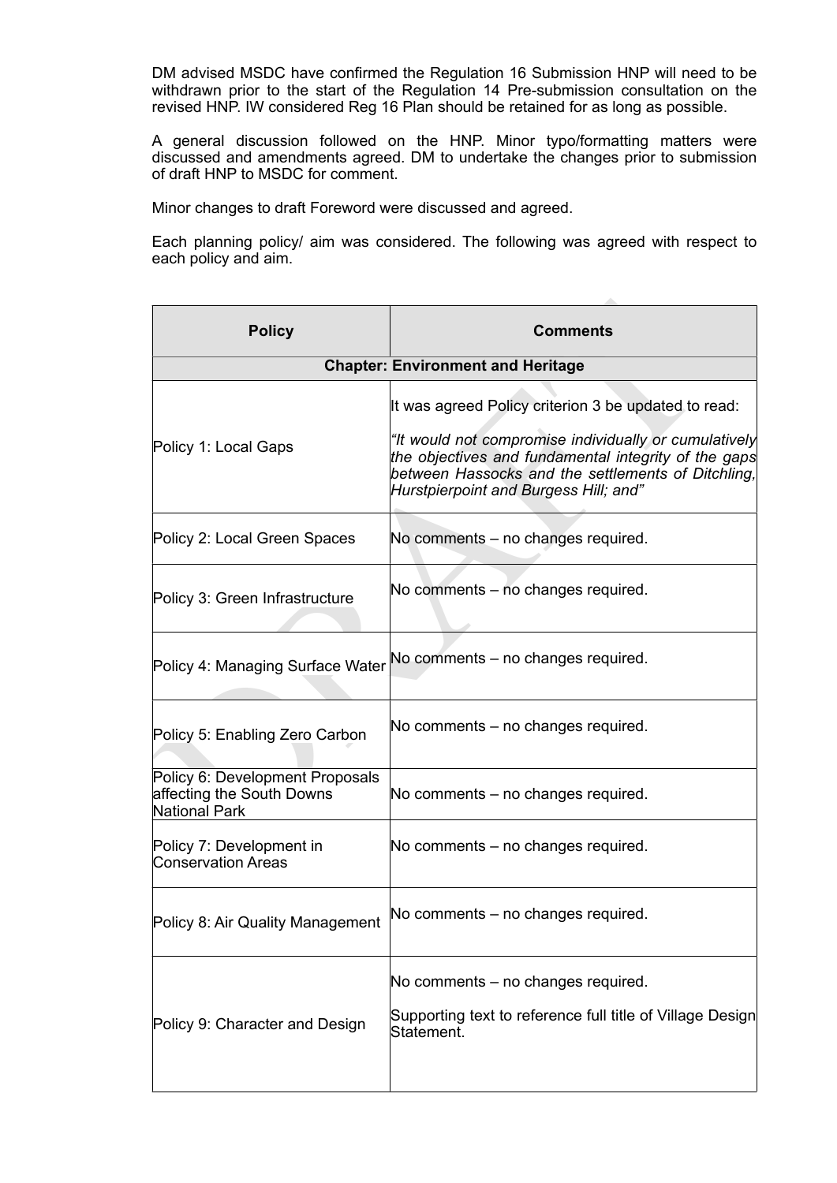DM advised MSDC have confirmed the Regulation 16 Submission HNP will need to be withdrawn prior to the start of the Regulation 14 Pre-submission consultation on the revised HNP. IW considered Reg 16 Plan should be retained for as long as possible.

A general discussion followed on the HNP. Minor typo/formatting matters were discussed and amendments agreed. DM to undertake the changes prior to submission of draft HNP to MSDC for comment.

Minor changes to draft Foreword were discussed and agreed.

Each planning policy/ aim was considered. The following was agreed with respect to each policy and aim.

| Policy | Comments |
|---|---|
| **Chapter: Environment and Heritage** | |
| Policy 1: Local Gaps | It was agreed Policy criterion 3 be updated to read:<br><br>*"It would not compromise individually or cumulatively the objectives and fundamental integrity of the gaps between Hassocks and the settlements of Ditchling, Hurstpierpoint and Burgess Hill; and"* |
| Policy 2: Local Green Spaces | No comments – no changes required. |
| Policy 3: Green Infrastructure | No comments – no changes required. |
| Policy 4: Managing Surface Water | No comments – no changes required. |
| Policy 5: Enabling Zero Carbon | No comments – no changes required. |
| Policy 6: Development Proposals affecting the South Downs National Park | No comments – no changes required. |
| Policy 7: Development in Conservation Areas | No comments – no changes required. |
| Policy 8: Air Quality Management | No comments – no changes required. |
| Policy 9: Character and Design | No comments – no changes required.<br><br>Supporting text to reference full title of Village Design Statement. |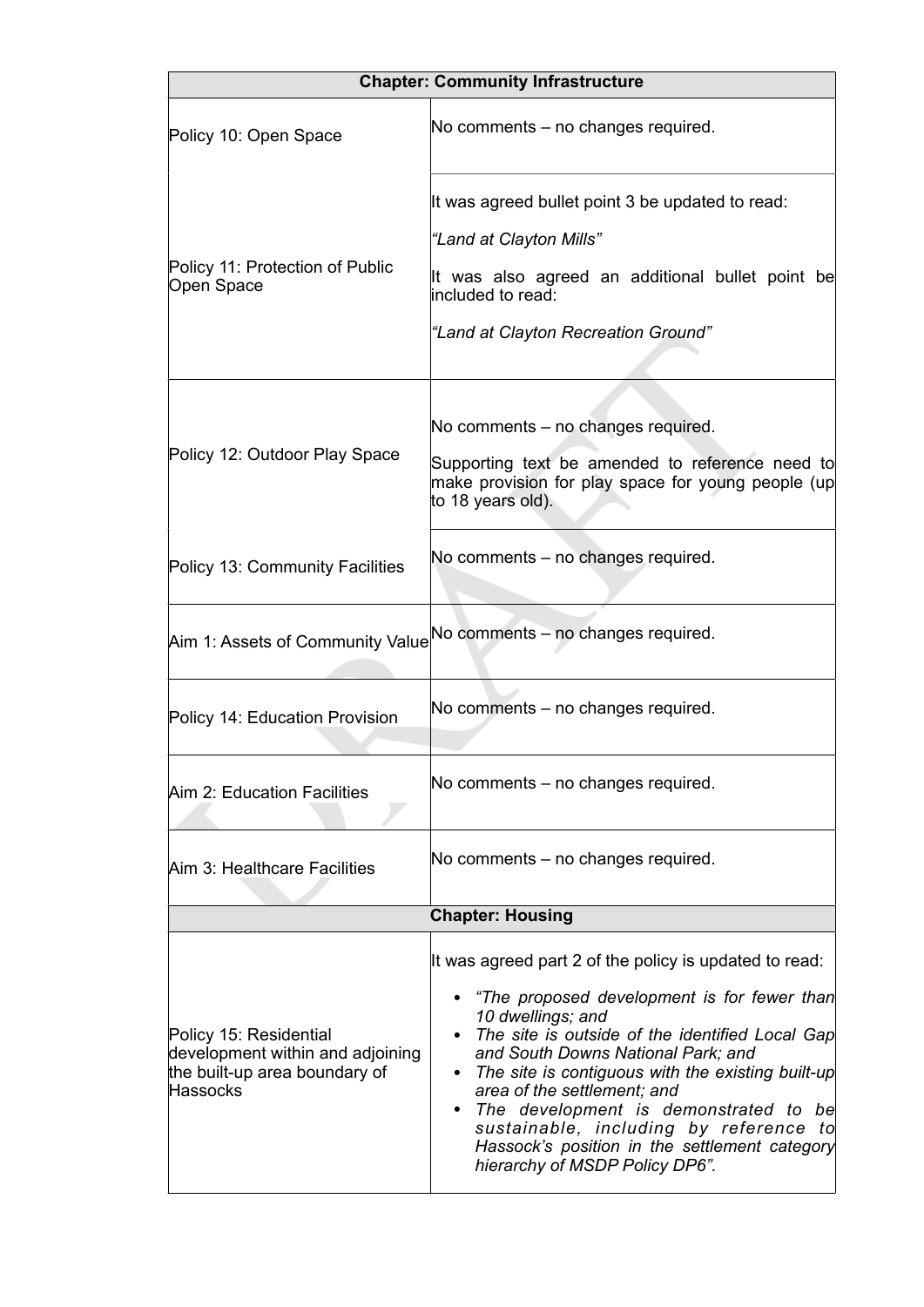| Chapter: Community Infrastructure | |
|---|---|
| Policy 10: Open Space | No comments – no changes required. |
| Policy 11: Protection of Public Open Space | It was agreed bullet point 3 be updated to read:<br><br>*"Land at Clayton Mills"*<br><br>It was also agreed an additional bullet point be included to read:<br><br>*"Land at Clayton Recreation Ground"* |
| Policy 12: Outdoor Play Space | No comments – no changes required.<br><br>Supporting text be amended to reference need to make provision for play space for young people (up to 18 years old). |
| Policy 13: Community Facilities | No comments – no changes required. |
| Aim 1: Assets of Community Value | No comments – no changes required. |
| Policy 14: Education Provision | No comments – no changes required. |
| Aim 2: Education Facilities | No comments – no changes required. |
| Aim 3: Healthcare Facilities | No comments – no changes required. |
| **Chapter: Housing** | |
| Policy 15: Residential development within and adjoining the built-up area boundary of Hassocks | It was agreed part 2 of the policy is updated to read:<br><br>• *"The proposed development is for fewer than 10 dwellings; and*<br>• *The site is outside of the identified Local Gap and South Downs National Park; and*<br>• *The site is contiguous with the existing built-up area of the settlement; and*<br>• *The development is demonstrated to be sustainable, including by reference to Hassock's position in the settlement category hierarchy of MSDP Policy DP6".* |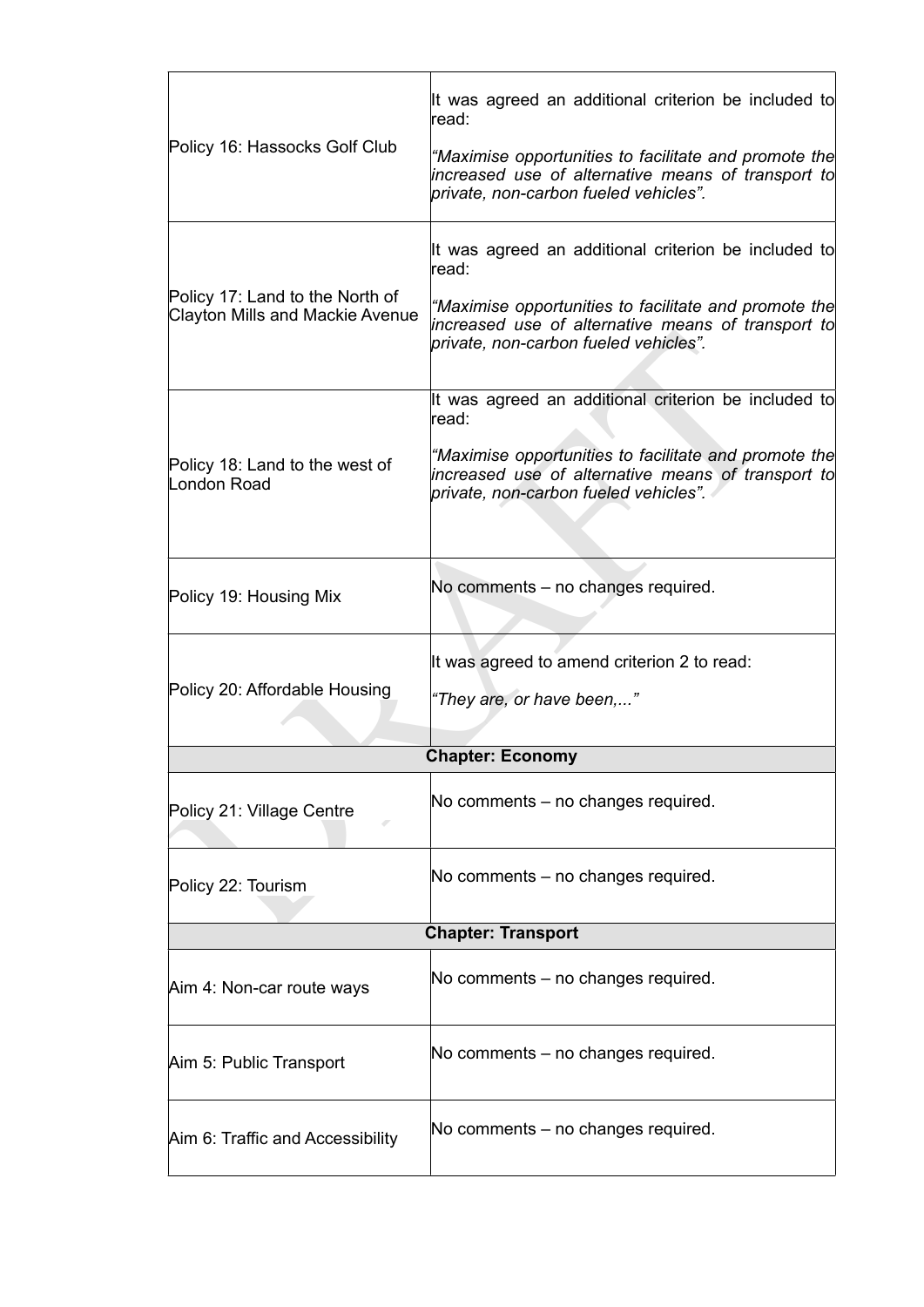| | |
|---|---|
| Policy 16: Hassocks Golf Club | It was agreed an additional criterion be included to read: *"Maximise opportunities to facilitate and promote the increased use of alternative means of transport to private, non-carbon fueled vehicles".* |
| Policy 17: Land to the North of Clayton Mills and Mackie Avenue | It was agreed an additional criterion be included to read: *"Maximise opportunities to facilitate and promote the increased use of alternative means of transport to private, non-carbon fueled vehicles".* |
| Policy 18: Land to the west of London Road | It was agreed an additional criterion be included to read: *"Maximise opportunities to facilitate and promote the increased use of alternative means of transport to private, non-carbon fueled vehicles".* |
| Policy 19: Housing Mix | No comments – no changes required. |
| Policy 20: Affordable Housing | It was agreed to amend criterion 2 to read: *"They are, or have been,..."* |
| **Chapter: Economy** | |
| Policy 21: Village Centre | No comments – no changes required. |
| Policy 22: Tourism | No comments – no changes required. |
| **Chapter: Transport** | |
| Aim 4: Non-car route ways | No comments – no changes required. |
| Aim 5: Public Transport | No comments – no changes required. |
| Aim 6: Traffic and Accessibility | No comments – no changes required. |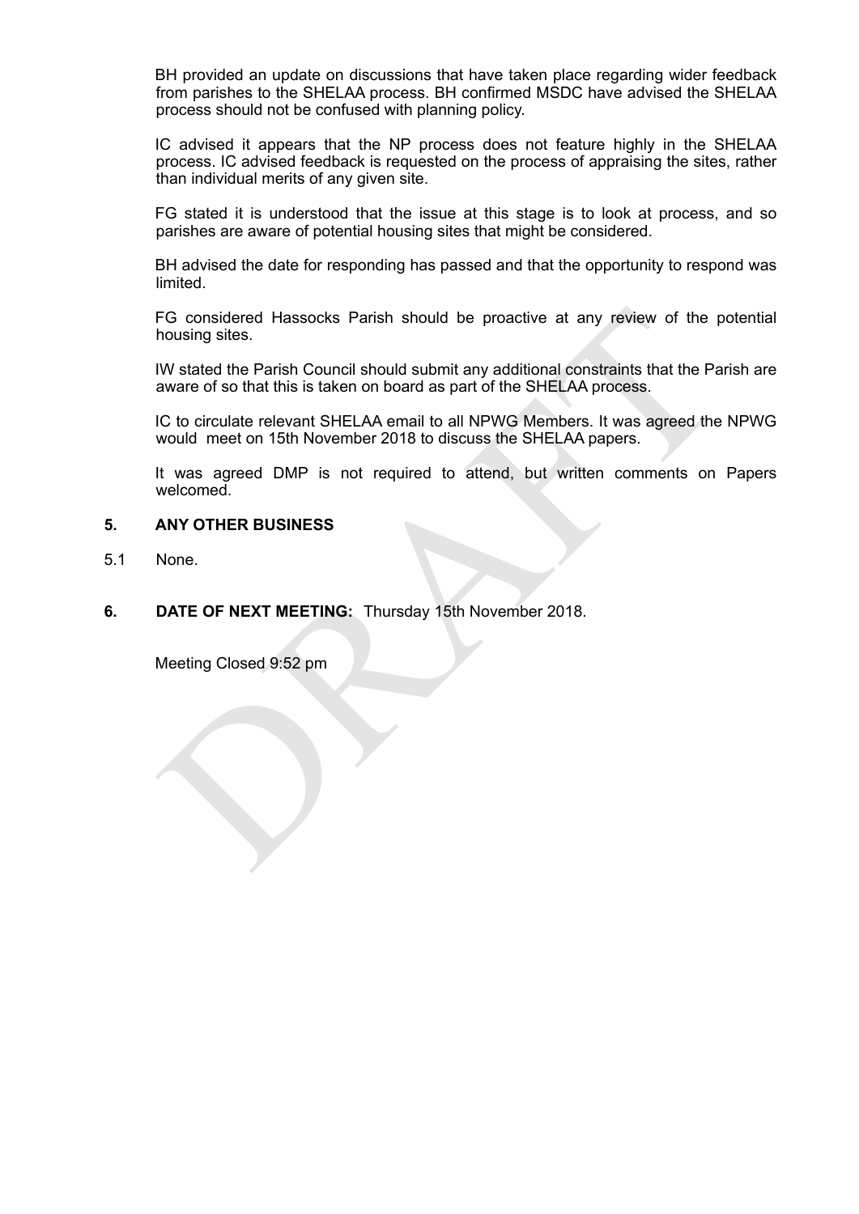BH provided an update on discussions that have taken place regarding wider feedback from parishes to the SHELAA process. BH confirmed MSDC have advised the SHELAA process should not be confused with planning policy.

IC advised it appears that the NP process does not feature highly in the SHELAA process. IC advised feedback is requested on the process of appraising the sites, rather than individual merits of any given site.

FG stated it is understood that the issue at this stage is to look at process, and so parishes are aware of potential housing sites that might be considered.

BH advised the date for responding has passed and that the opportunity to respond was limited.

FG considered Hassocks Parish should be proactive at any review of the potential housing sites.

IW stated the Parish Council should submit any additional constraints that the Parish are aware of so that this is taken on board as part of the SHELAA process.

IC to circulate relevant SHELAA email to all NPWG Members. It was agreed the NPWG would meet on 15th November 2018 to discuss the SHELAA papers.

It was agreed DMP is not required to attend, but written comments on Papers welcomed.

## 5. ANY OTHER BUSINESS

5.1 None.

## 6. DATE OF NEXT MEETING: Thursday 15th November 2018.

Meeting Closed 9:52 pm